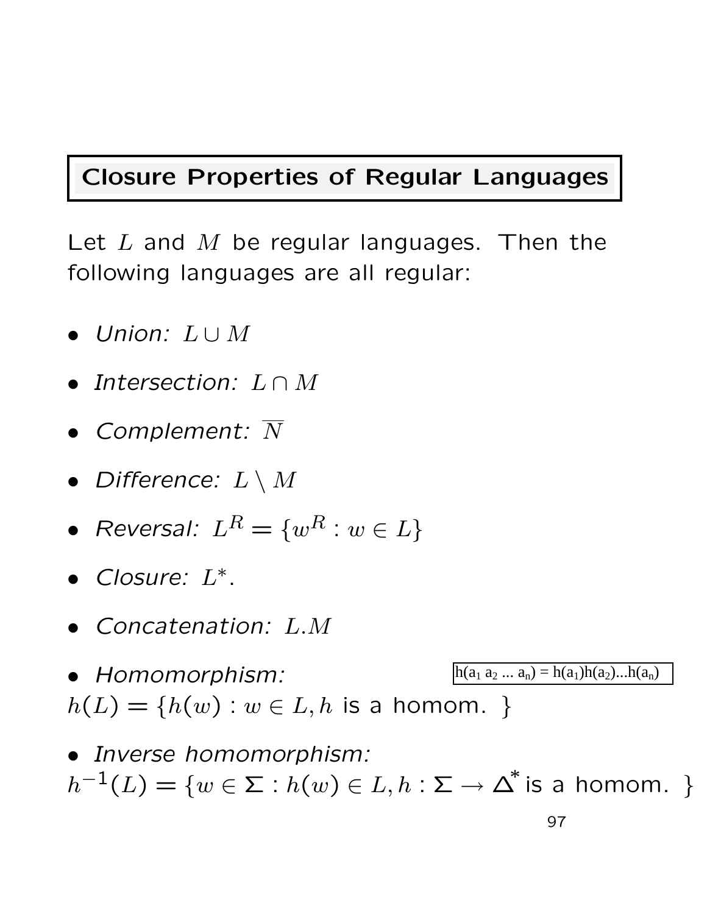# Closure Properties of Regular Languages

Let $L$ and $M$ be regular languages. Then the following languages are all regular:

- *Union:* $L \cup M$
- *Intersection:* $L \cap M$
- *Complement:* $\overline{N}$
- *Difference:* $L \setminus M$
- *Reversal:* $L^R = \{w^R : w \in L\}$
- *Closure:* $L^*$.
- *Concatenation:* $L.M$
- *Homomorphism:* $h(a_1\, a_2\, \ldots\, a_n) = h(a_1)h(a_2)\ldots h(a_n)$
  $h(L) = \{h(w) : w \in L, h \text{ is a homom. }\}$
- *Inverse homomorphism:*
  $h^{-1}(L) = \{w \in \Sigma : h(w) \in L, h : \Sigma \rightarrow \Delta^* \text{ is a homom. }\}$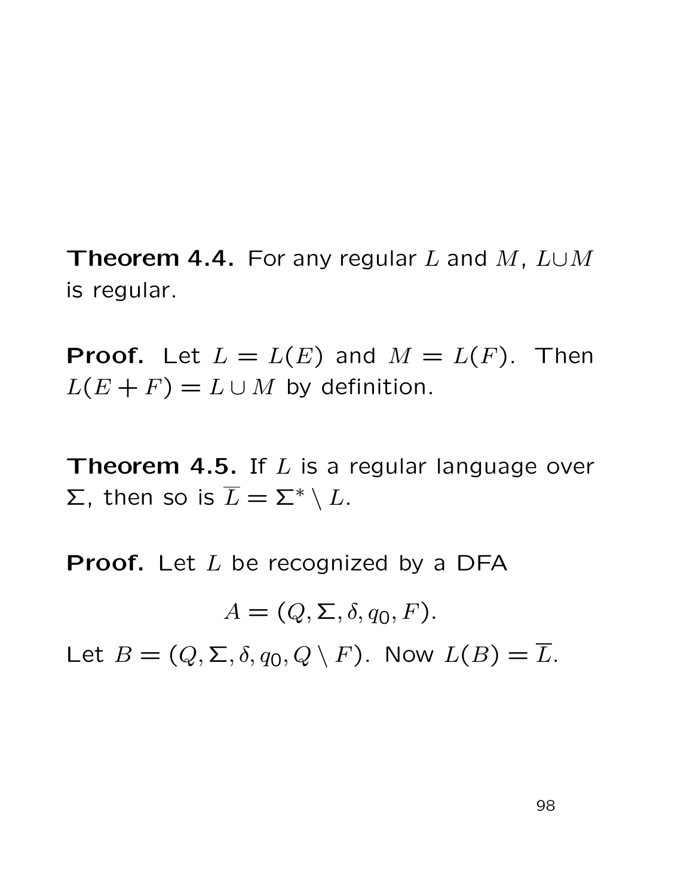**Theorem 4.4.** For any regular $L$ and $M$, $L \cup M$ is regular.

**Proof.** Let $L = L(E)$ and $M = L(F)$. Then $L(E + F) = L \cup M$ by definition.

**Theorem 4.5.** If $L$ is a regular language over $\Sigma$, then so is $\overline{L} = \Sigma^* \setminus L$.

**Proof.** Let $L$ be recognized by a DFA

$$A = (Q, \Sigma, \delta, q_0, F).$$

Let $B = (Q, \Sigma, \delta, q_0, Q \setminus F)$. Now $L(B) = \overline{L}$.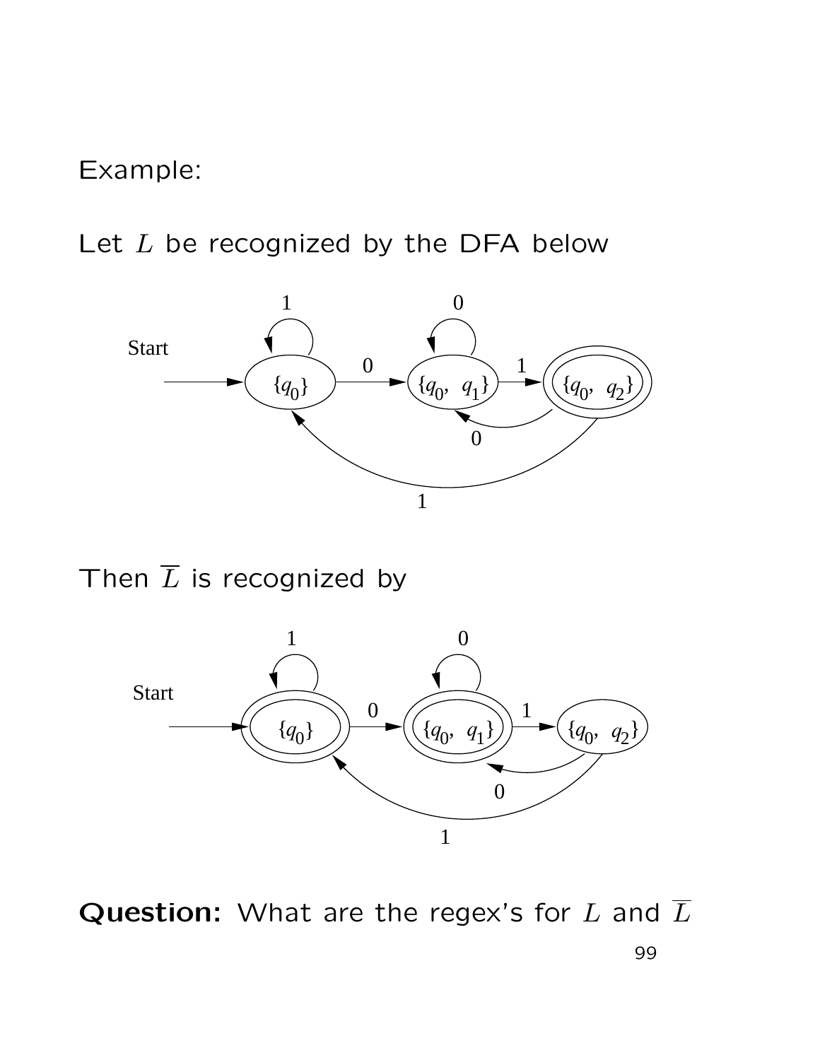Example:

Let $L$ be recognized by the DFA below

Then $\overline{L}$ is recognized by

**Question:** What are the regex's for $L$ and $\overline{L}$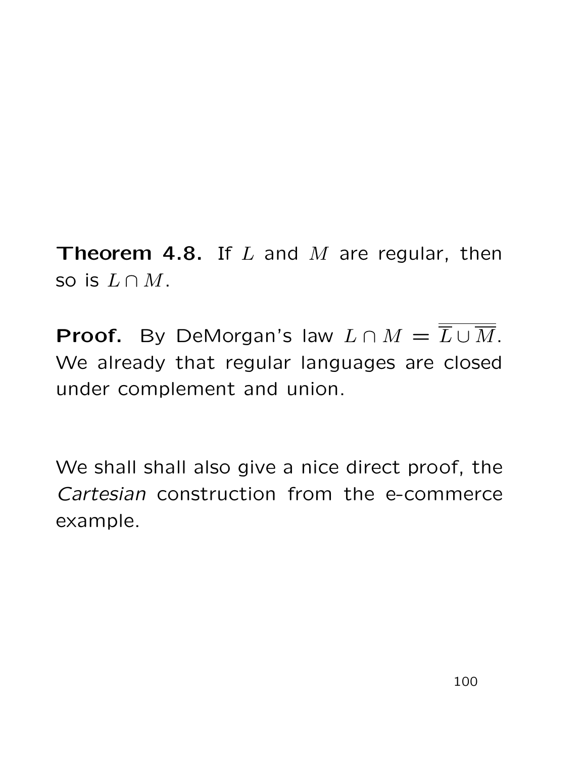**Theorem 4.8.** If $L$ and $M$ are regular, then so is $L \cap M$.

**Proof.** By DeMorgan's law $L \cap M = \overline{\overline{L} \cup \overline{M}}$. We already that regular languages are closed under complement and union.

We shall shall also give a nice direct proof, the *Cartesian* construction from the e-commerce example.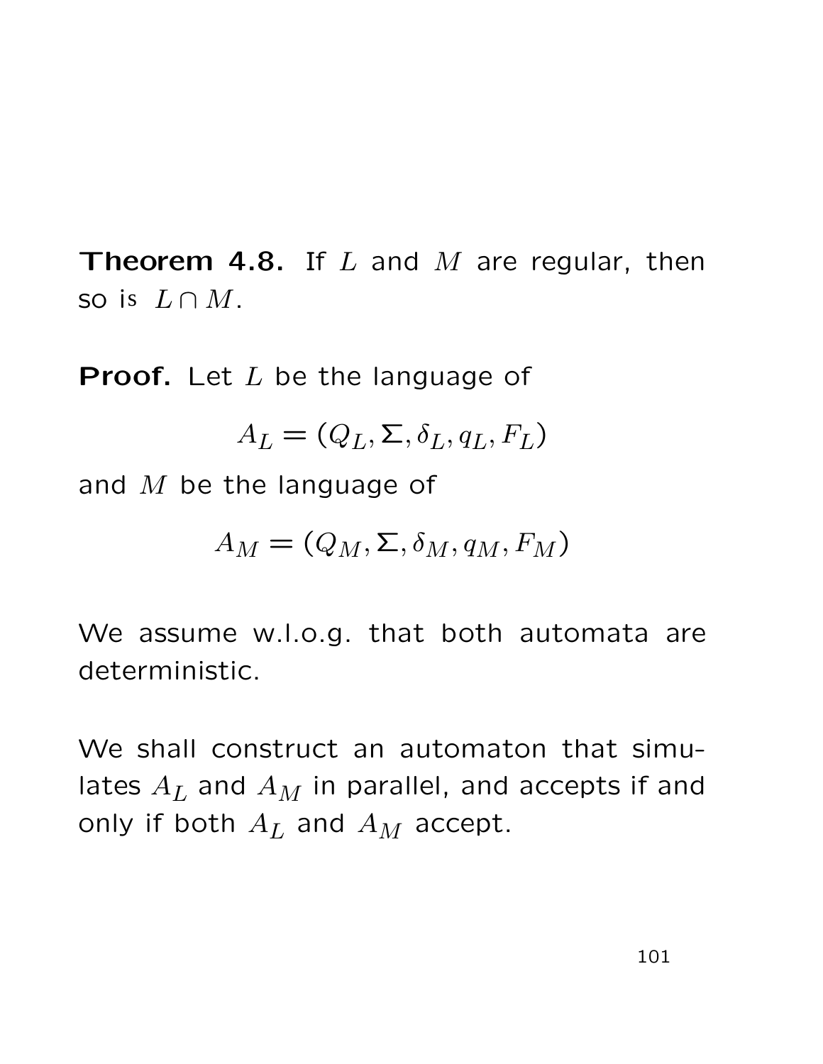**Theorem 4.8.** If $L$ and $M$ are regular, then so is $L \cap M$.

**Proof.** Let $L$ be the language of

$$A_L = (Q_L, \Sigma, \delta_L, q_L, F_L)$$

and $M$ be the language of

$$A_M = (Q_M, \Sigma, \delta_M, q_M, F_M)$$

We assume w.l.o.g. that both automata are deterministic.

We shall construct an automaton that simulates $A_L$ and $A_M$ in parallel, and accepts if and only if both $A_L$ and $A_M$ accept.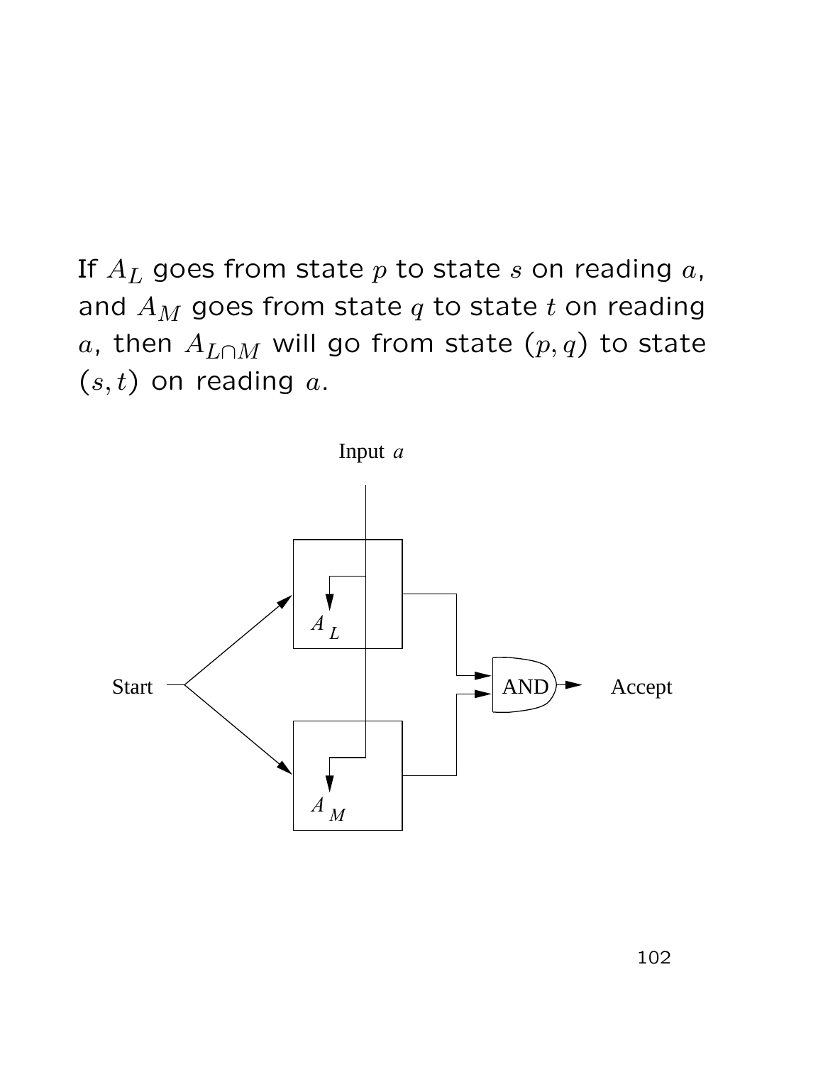If $A_L$ goes from state $p$ to state $s$ on reading $a$, and $A_M$ goes from state $q$ to state $t$ on reading $a$, then $A_{L \cap M}$ will go from state $(p,q)$ to state $(s,t)$ on reading $a$.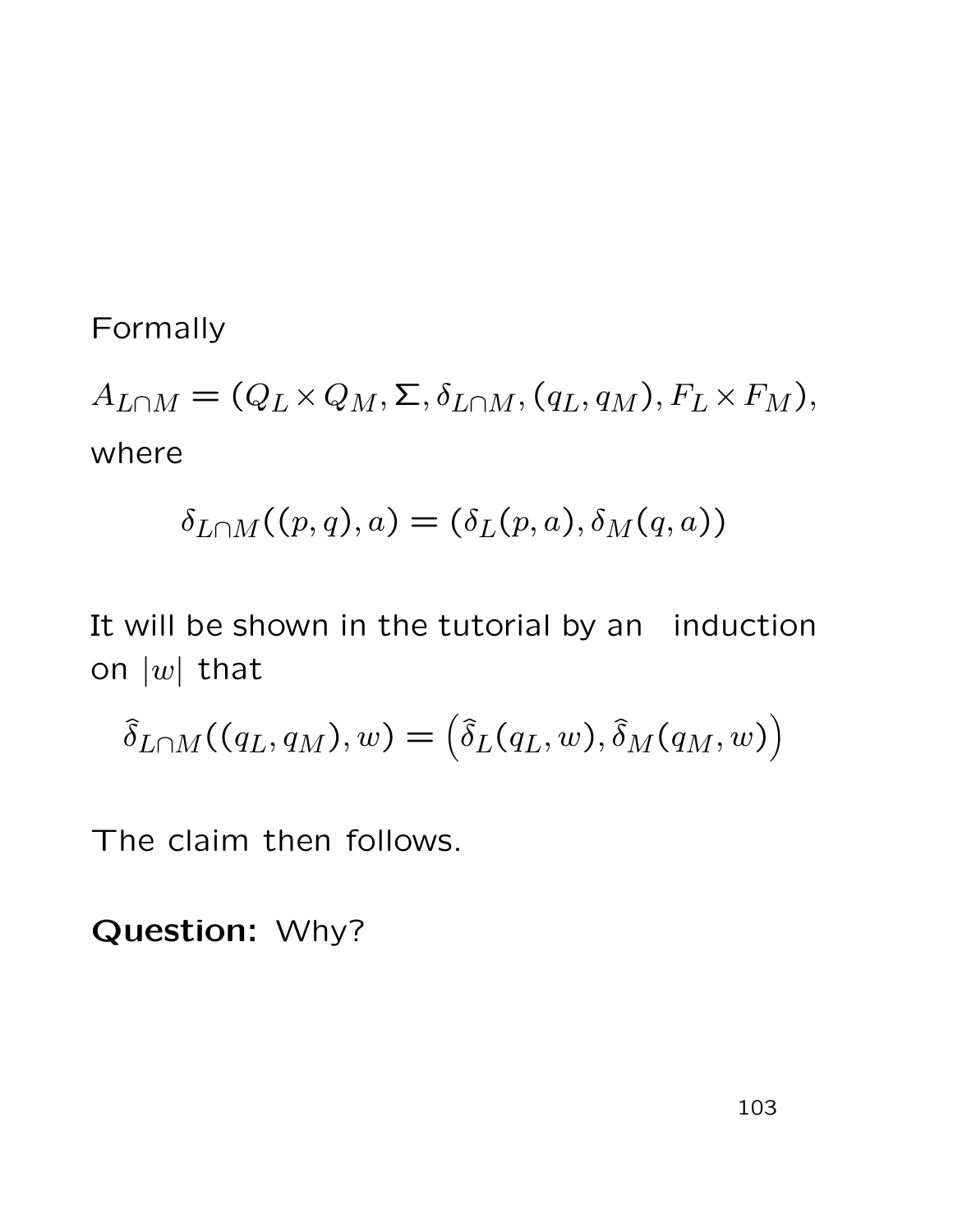Formally

$A_{L\cap M} = (Q_L \times Q_M, \Sigma, \delta_{L\cap M}, (q_L, q_M), F_L \times F_M)$,

where

$$\delta_{L\cap M}((p,q),a) = (\delta_L(p,a), \delta_M(q,a))$$

It will be shown in the tutorial by an induction on $|w|$ that

$$\hat{\delta}_{L\cap M}((q_L,q_M),w) = \left(\hat{\delta}_L(q_L,w), \hat{\delta}_M(q_M,w)\right)$$

The claim then follows.

**Question:** Why?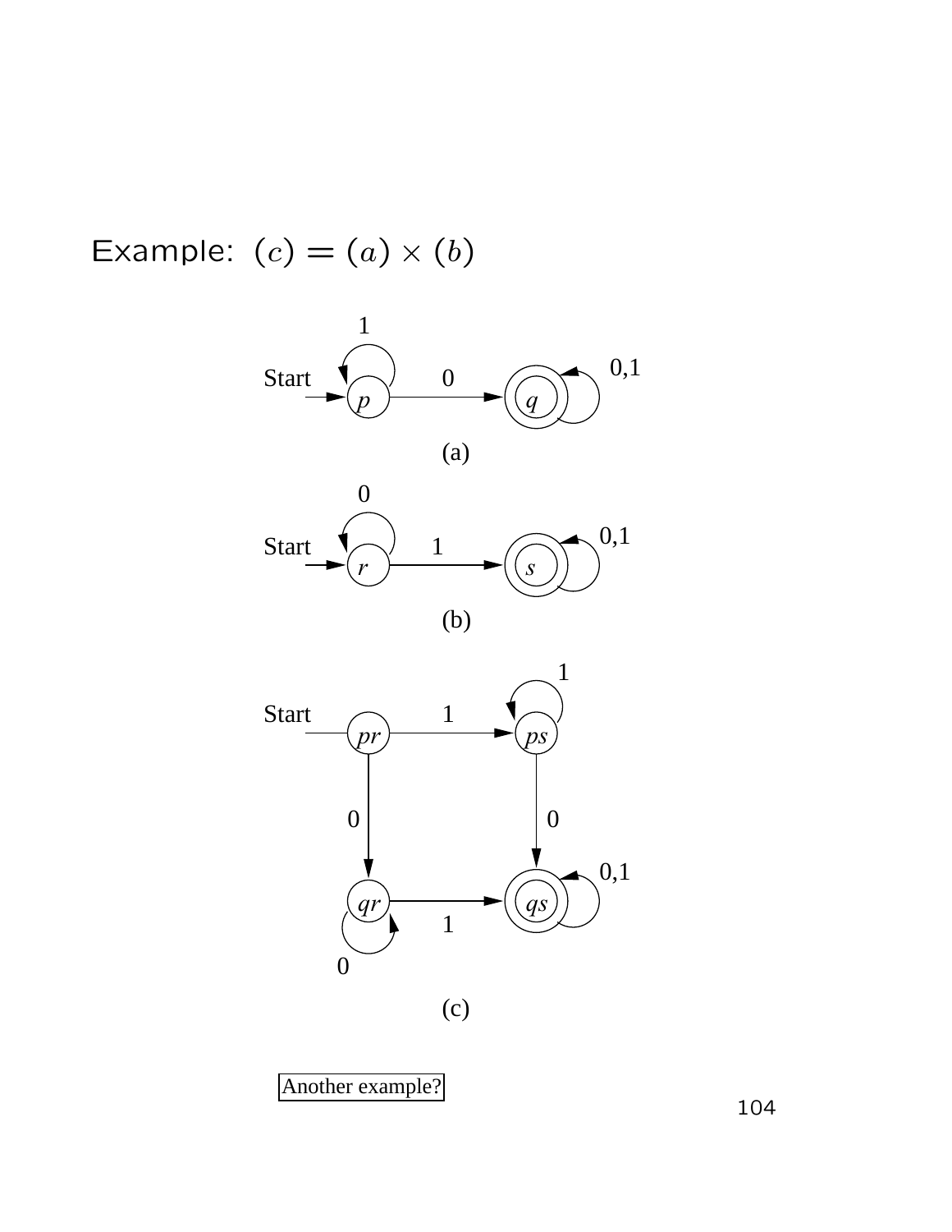Example: $(c) = (a) \times (b)$

(a)

(b)

(c)

Another example?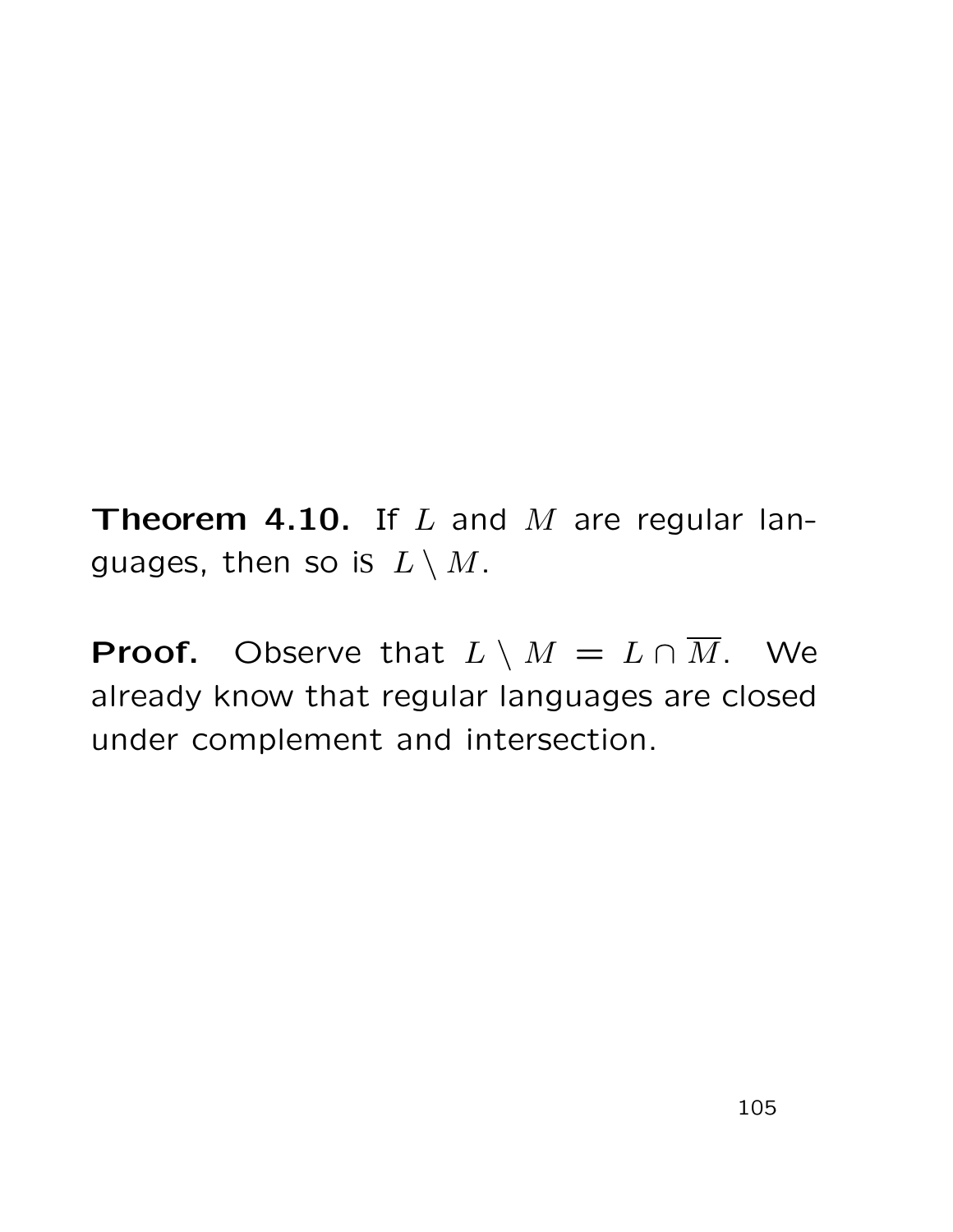**Theorem 4.10.** If $L$ and $M$ are regular languages, then so is $L \setminus M$.

**Proof.** Observe that $L \setminus M = L \cap \overline{M}$. We already know that regular languages are closed under complement and intersection.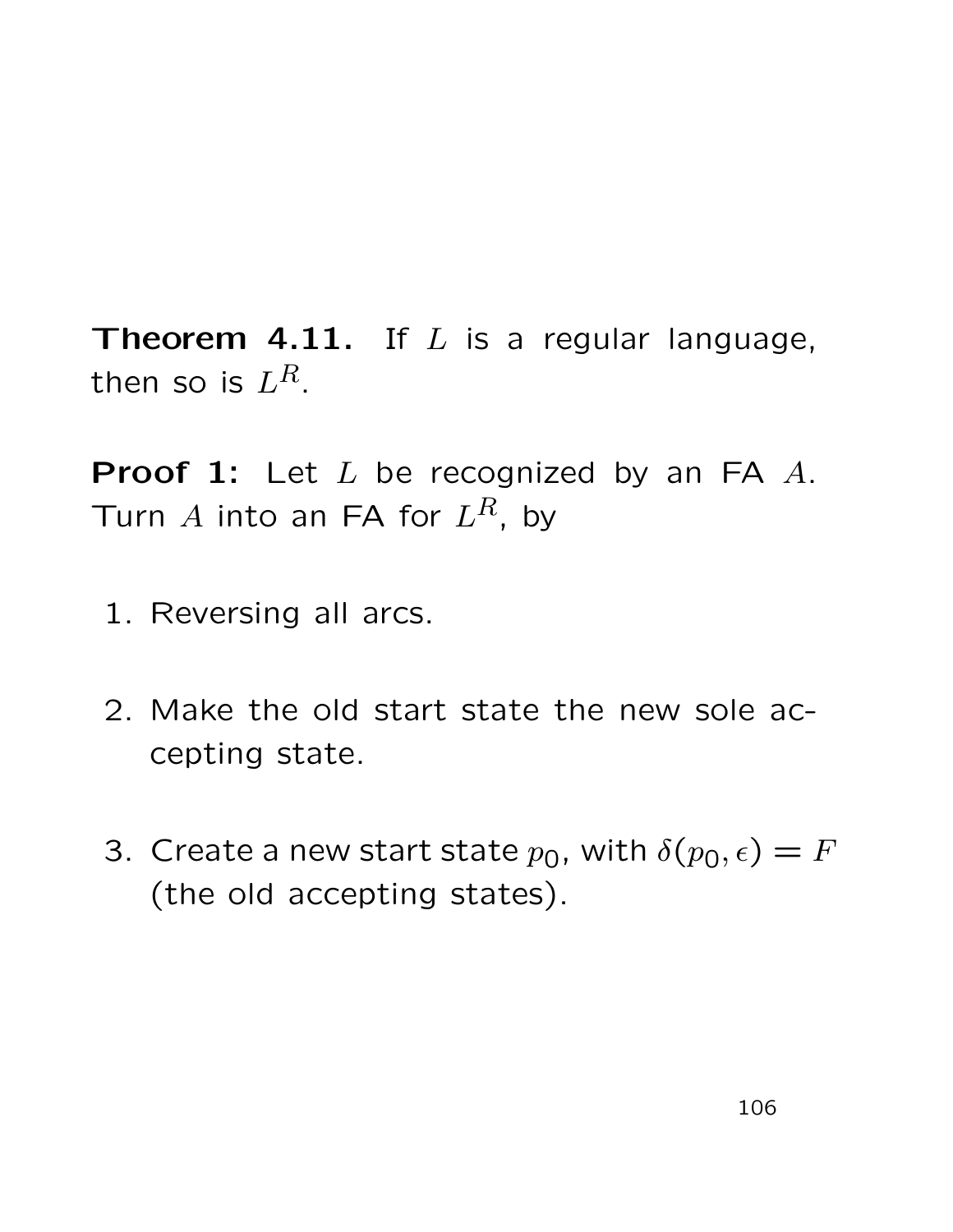**Theorem 4.11.** If $L$ is a regular language, then so is $L^R$.

**Proof 1:** Let $L$ be recognized by an FA $A$. Turn $A$ into an FA for $L^R$, by

1. Reversing all arcs.

2. Make the old start state the new sole accepting state.

3. Create a new start state $p_0$, with $\delta(p_0, \epsilon) = F$ (the old accepting states).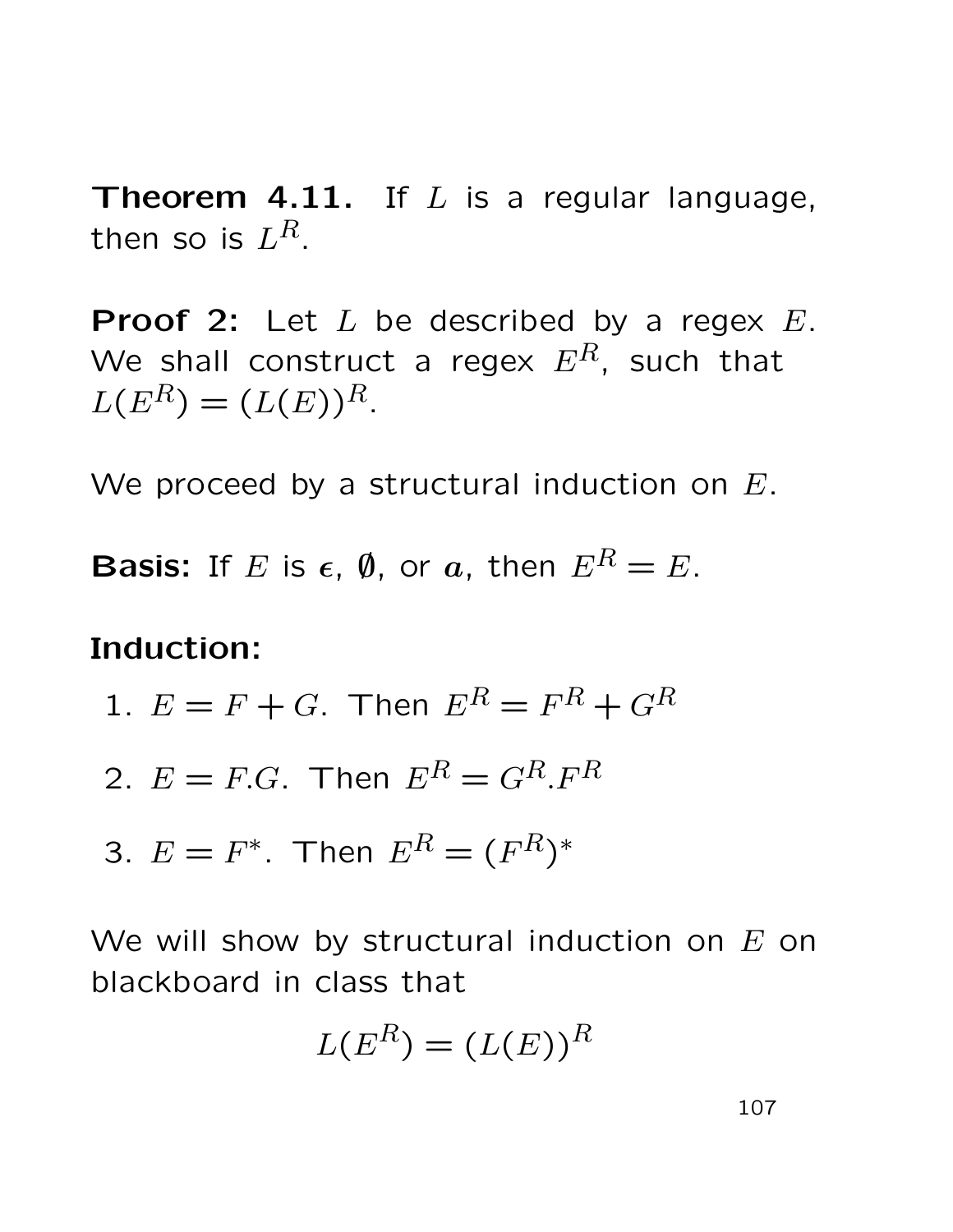**Theorem 4.11.** If $L$ is a regular language, then so is $L^R$.

**Proof 2:** Let $L$ be described by a regex $E$. We shall construct a regex $E^R$, such that $L(E^R) = (L(E))^R$.

We proceed by a structural induction on $E$.

**Basis:** If $E$ is $\boldsymbol{\epsilon}$, $\boldsymbol{\emptyset}$, or $\boldsymbol{a}$, then $E^R = E$.

**Induction:**

1. $E = F + G$. Then $E^R = F^R + G^R$
2. $E = F.G$. Then $E^R = G^R.F^R$
3. $E = F^*$. Then $E^R = (F^R)^*$

We will show by structural induction on $E$ on blackboard in class that

$$L(E^R) = (L(E))^R$$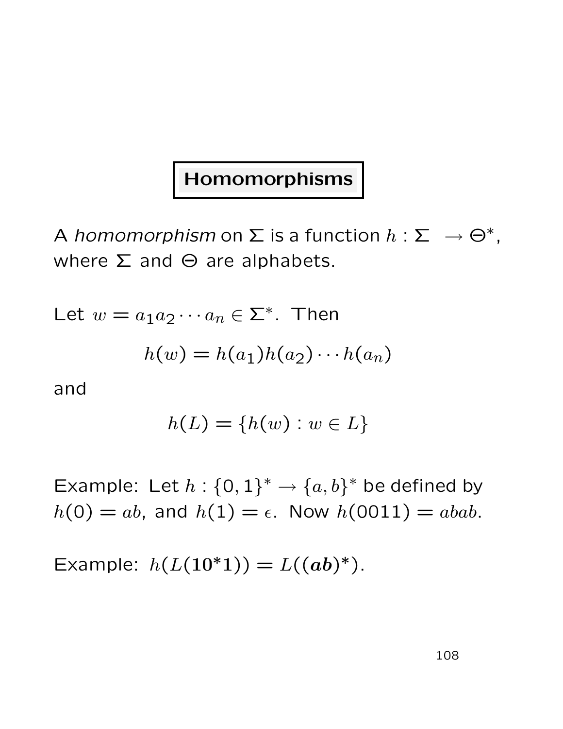# Homomorphisms

A *homomorphism* on $\Sigma$ is a function $h : \Sigma \rightarrow \Theta^*$, where $\Sigma$ and $\Theta$ are alphabets.

Let $w = a_1 a_2 \cdots a_n \in \Sigma^*$. Then

$$h(w) = h(a_1)h(a_2)\cdots h(a_n)$$

and

$$h(L) = \{h(w) : w \in L\}$$

Example: Let $h : \{0, 1\}^* \rightarrow \{a, b\}^*$ be defined by $h(0) = ab$, and $h(1) = \epsilon$. Now $h(0011) = abab$.

Example: $h(L(\mathbf{10^*1})) = L((\boldsymbol{ab})^*)$.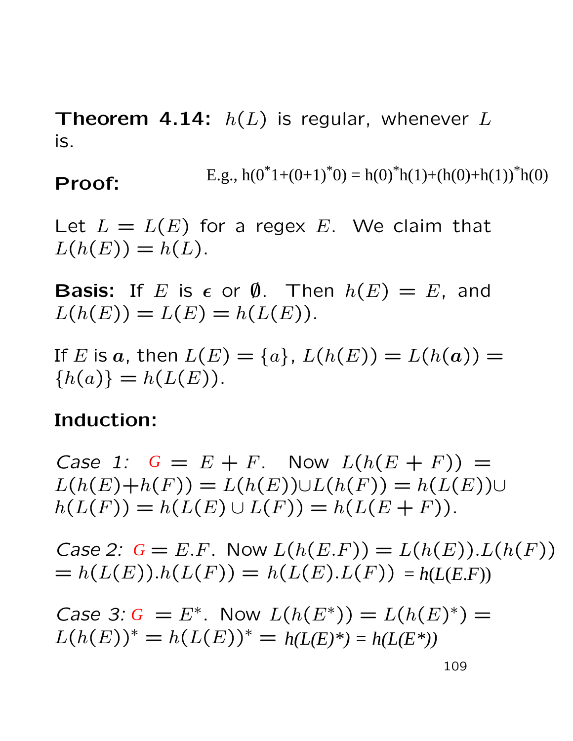**Theorem 4.14:** $h(L)$ is regular, whenever $L$ is.

**Proof:**

E.g., $h(0^*1+(0+1)^*0) = h(0)^*h(1)+(h(0)+h(1))^*h(0)$

Let $L = L(E)$ for a regex $E$. We claim that $L(h(E)) = h(L)$.

**Basis:** If $E$ is $\epsilon$ or $\emptyset$. Then $h(E) = E$, and $L(h(E)) = L(E) = h(L(E))$.

If $E$ is $\boldsymbol{a}$, then $L(E) = \{a\}$, $L(h(E)) = L(h(\boldsymbol{a})) = \{h(a)\} = h(L(E))$.

**Induction:**

*Case 1:* $G = E + F$. Now $L(h(E + F)) = L(h(E)+h(F)) = L(h(E)) \cup L(h(F)) = h(L(E)) \cup h(L(F)) = h(L(E) \cup L(F)) = h(L(E + F))$.

*Case 2:* $G = E.F$. Now $L(h(E.F)) = L(h(E)).L(h(F)) = h(L(E)).h(L(F)) = h(L(E).L(F)) = h(L(E.F))$

*Case 3:* $G = E^*$. Now $L(h(E^*)) = L(h(E)^*) = L(h(E))^* = h(L(E))^* = h(L(E)^*) = h(L(E^*))$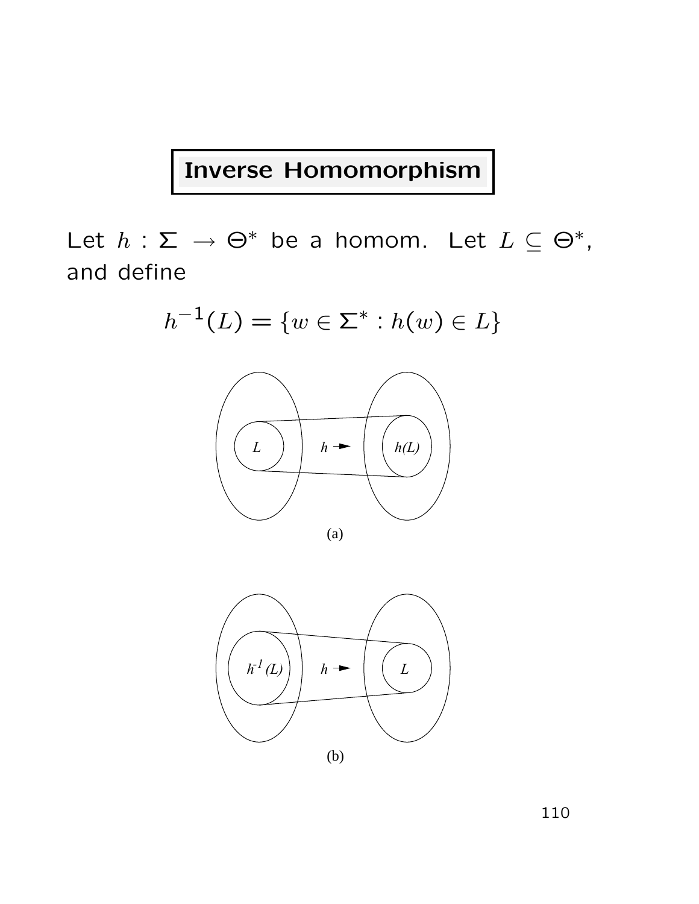# Inverse Homomorphism

Let $h : \Sigma \rightarrow \Theta^*$ be a homom. Let $L \subseteq \Theta^*$, and define

$$h^{-1}(L) = \{w \in \Sigma^* : h(w) \in L\}$$

(a)

(b)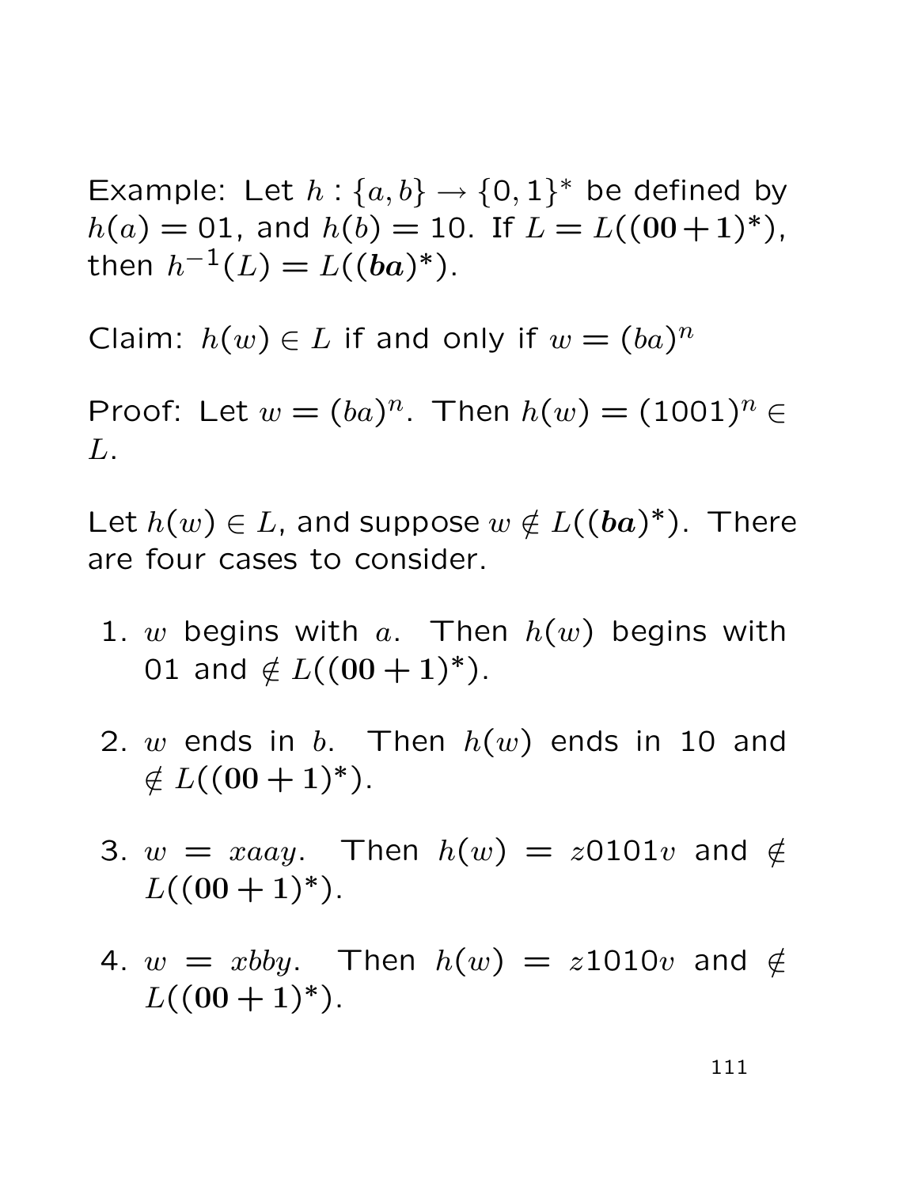Example: Let $h : \{a, b\} \rightarrow \{0, 1\}^*$ be defined by $h(a) = 01$, and $h(b) = 10$. If $L = L((\mathbf{00}+\mathbf{1})^*)$, then $h^{-1}(L) = L((\boldsymbol{ba})^*)$.

Claim: $h(w) \in L$ if and only if $w = (ba)^n$

Proof: Let $w = (ba)^n$. Then $h(w) = (1001)^n \in L$.

Let $h(w) \in L$, and suppose $w \notin L((\boldsymbol{ba})^*)$. There are four cases to consider.

1. $w$ begins with $a$. Then $h(w)$ begins with 01 and $\notin L((\mathbf{00}+\mathbf{1})^*)$.

2. $w$ ends in $b$. Then $h(w)$ ends in 10 and $\notin L((\mathbf{00}+\mathbf{1})^*)$.

3. $w = xaay$. Then $h(w) = z0101v$ and $\notin L((\mathbf{00}+\mathbf{1})^*)$.

4. $w = xbby$. Then $h(w) = z1010v$ and $\notin L((\mathbf{00}+\mathbf{1})^*)$.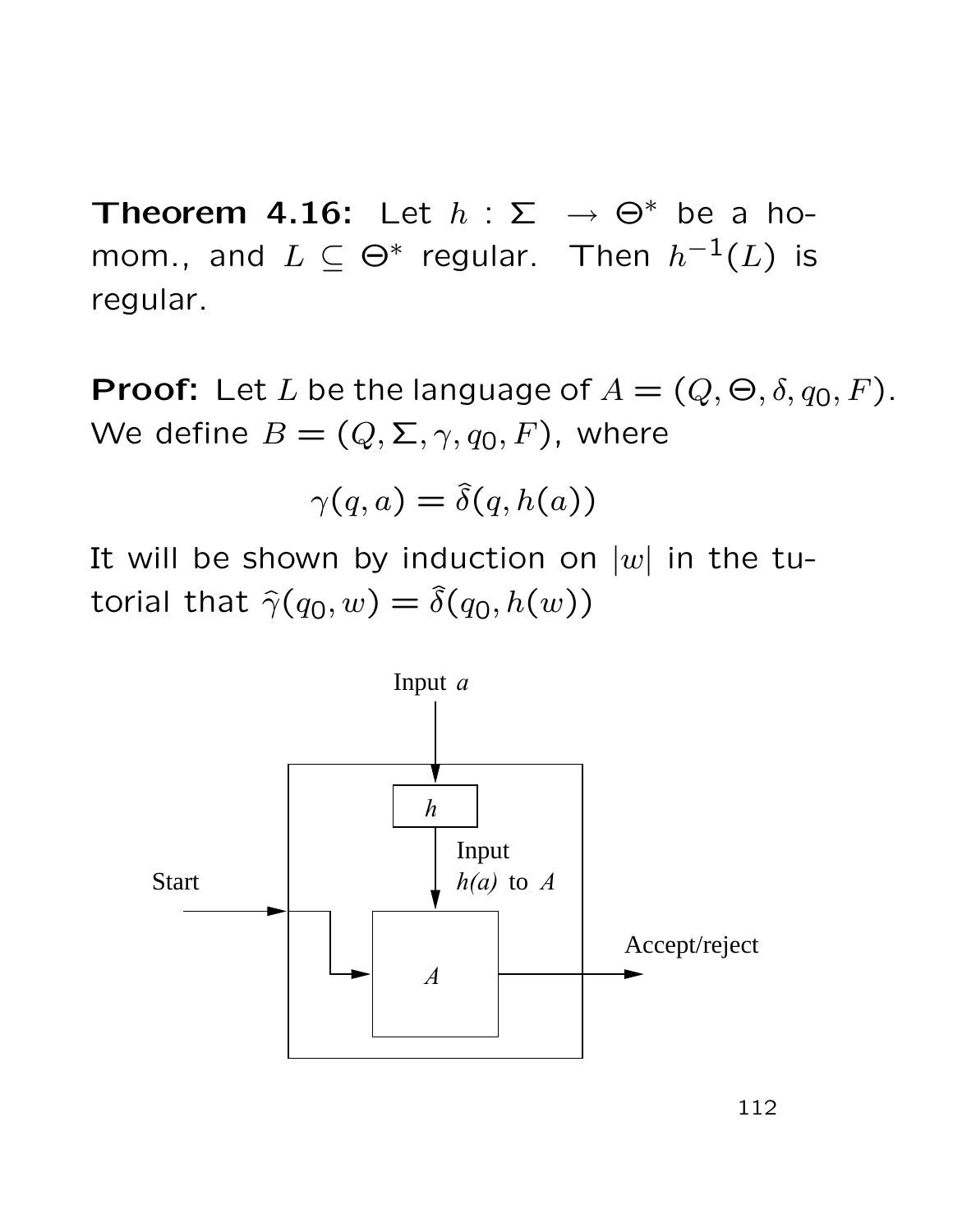**Theorem 4.16:** Let $h : \Sigma \rightarrow \Theta^*$ be a homom., and $L \subseteq \Theta^*$ regular. Then $h^{-1}(L)$ is regular.

**Proof:** Let $L$ be the language of $A = (Q, \Theta, \delta, q_0, F)$. We define $B = (Q, \Sigma, \gamma, q_0, F)$, where

$$\gamma(q, a) = \widehat{\delta}(q, h(a))$$

It will be shown by induction on $|w|$ in the tutorial that $\widehat{\gamma}(q_0, w) = \widehat{\delta}(q_0, h(w))$

Input $a$

$h$

Input $h(a)$ to $A$

Start

$A$

Accept/reject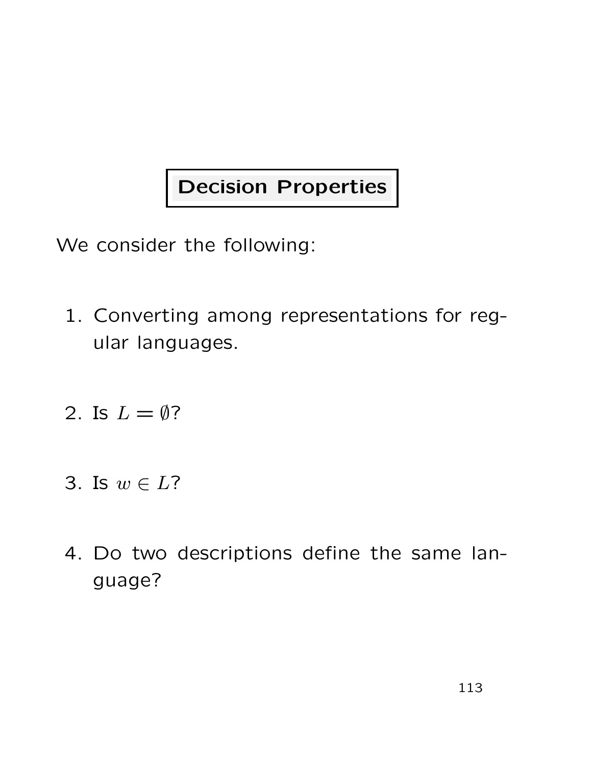# Decision Properties

We consider the following:

1. Converting among representations for regular languages.

2. Is $L = \emptyset$?

3. Is $w \in L$?

4. Do two descriptions define the same language?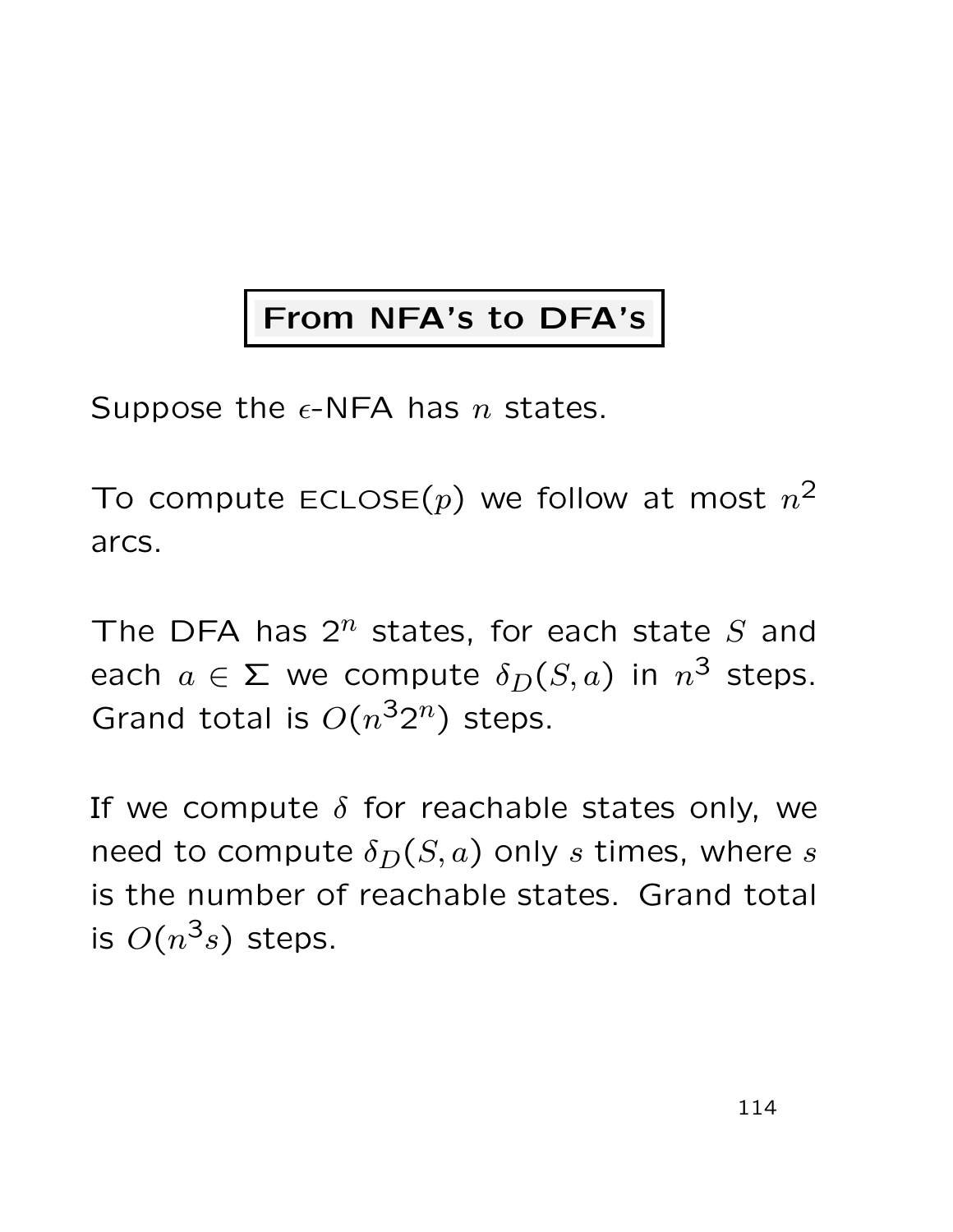# From NFA's to DFA's

Suppose the $\epsilon$-NFA has $n$ states.

To compute ECLOSE($p$) we follow at most $n^2$ arcs.

The DFA has $2^n$ states, for each state $S$ and each $a \in \Sigma$ we compute $\delta_D(S, a)$ in $n^3$ steps. Grand total is $O(n^3 2^n)$ steps.

If we compute $\delta$ for reachable states only, we need to compute $\delta_D(S, a)$ only $s$ times, where $s$ is the number of reachable states. Grand total is $O(n^3 s)$ steps.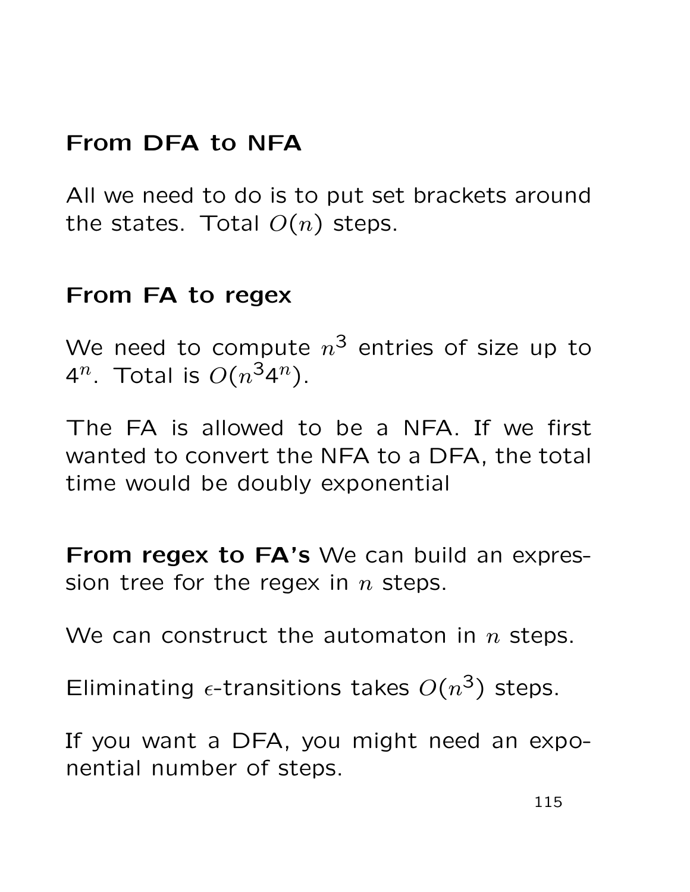## From DFA to NFA

All we need to do is to put set brackets around the states. Total $O(n)$ steps.

## From FA to regex

We need to compute $n^3$ entries of size up to $4^n$. Total is $O(n^3 4^n)$.

The FA is allowed to be a NFA. If we first wanted to convert the NFA to a DFA, the total time would be doubly exponential

**From regex to FA's** We can build an expression tree for the regex in $n$ steps.

We can construct the automaton in $n$ steps.

Eliminating $\epsilon$-transitions takes $O(n^3)$ steps.

If you want a DFA, you might need an exponential number of steps.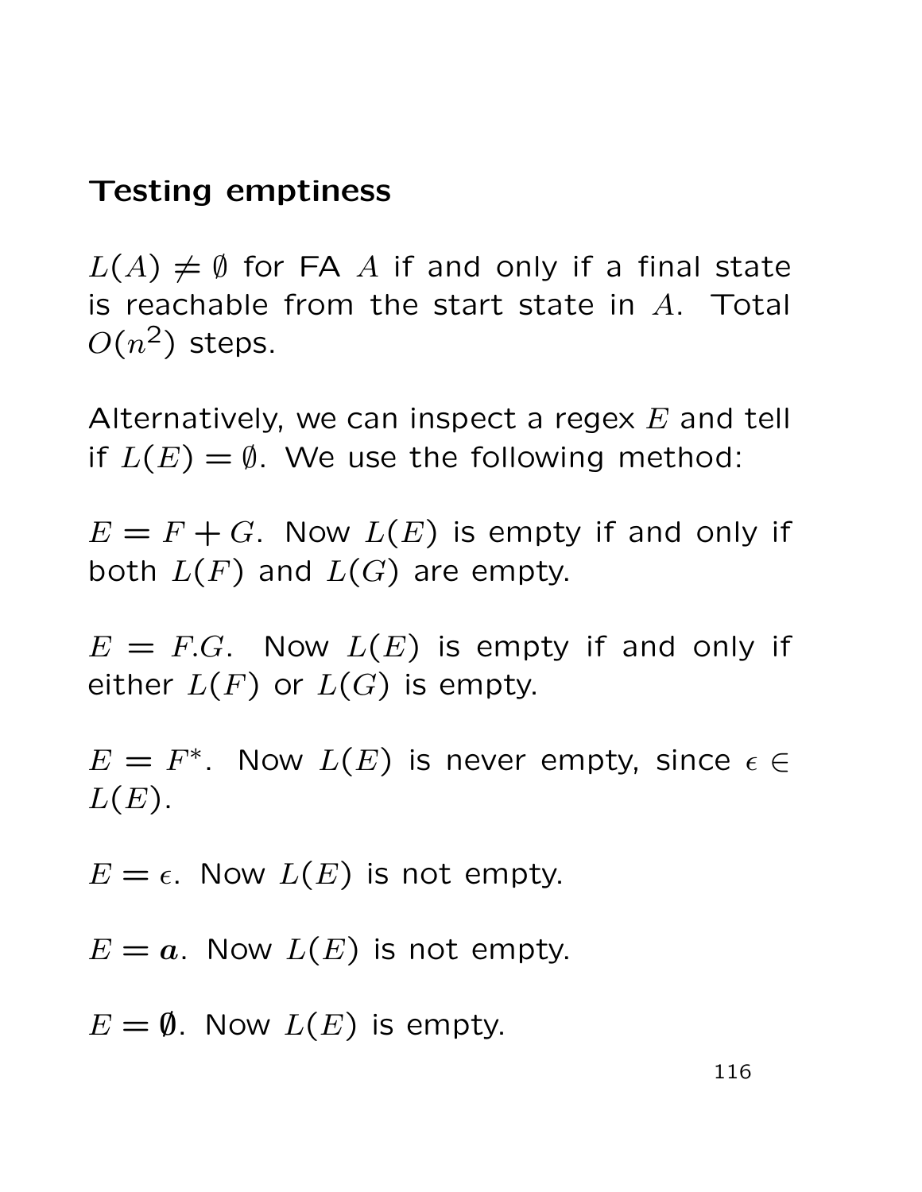**Testing emptiness**

$L(A) \neq \emptyset$ for FA $A$ if and only if a final state is reachable from the start state in $A$. Total $O(n^2)$ steps.

Alternatively, we can inspect a regex $E$ and tell if $L(E) = \emptyset$. We use the following method:

$E = F + G$. Now $L(E)$ is empty if and only if both $L(F)$ and $L(G)$ are empty.

$E = F.G$. Now $L(E)$ is empty if and only if either $L(F)$ or $L(G)$ is empty.

$E = F^*$. Now $L(E)$ is never empty, since $\epsilon \in L(E)$.

$E = \epsilon$. Now $L(E)$ is not empty.

$E = \boldsymbol{a}$. Now $L(E)$ is not empty.

$E = \boldsymbol{\emptyset}$. Now $L(E)$ is empty.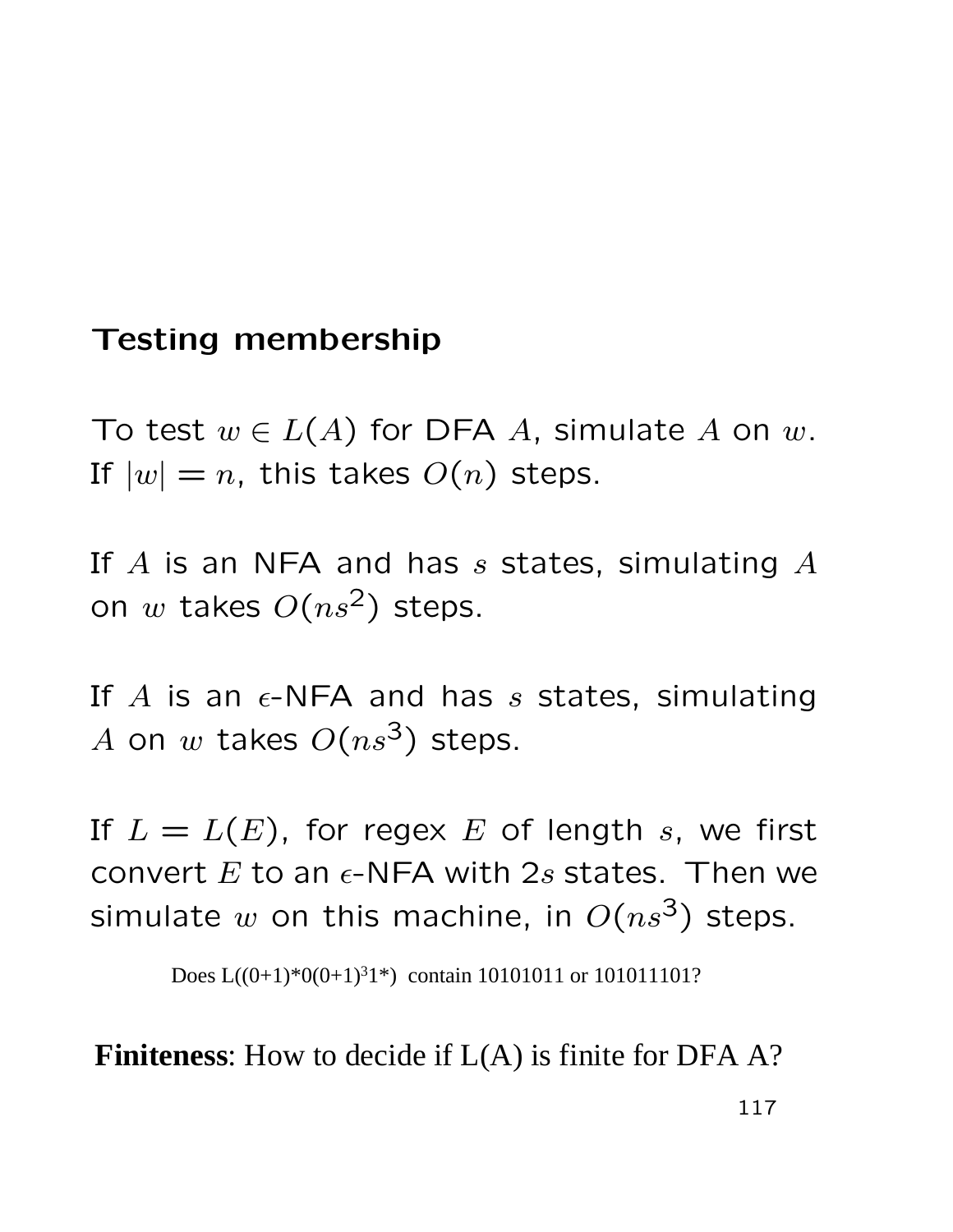## Testing membership

To test $w \in L(A)$ for DFA $A$, simulate $A$ on $w$. If $|w| = n$, this takes $O(n)$ steps.

If $A$ is an NFA and has $s$ states, simulating $A$ on $w$ takes $O(ns^2)$ steps.

If $A$ is an $\epsilon$-NFA and has $s$ states, simulating $A$ on $w$ takes $O(ns^3)$ steps.

If $L = L(E)$, for regex $E$ of length $s$, we first convert $E$ to an $\epsilon$-NFA with $2s$ states. Then we simulate $w$ on this machine, in $O(ns^3)$ steps.

Does $L((0+1)^*0(0+1)^3 1^*)$ contain 10101011 or 101011101?

**Finiteness**: How to decide if L(A) is finite for DFA A?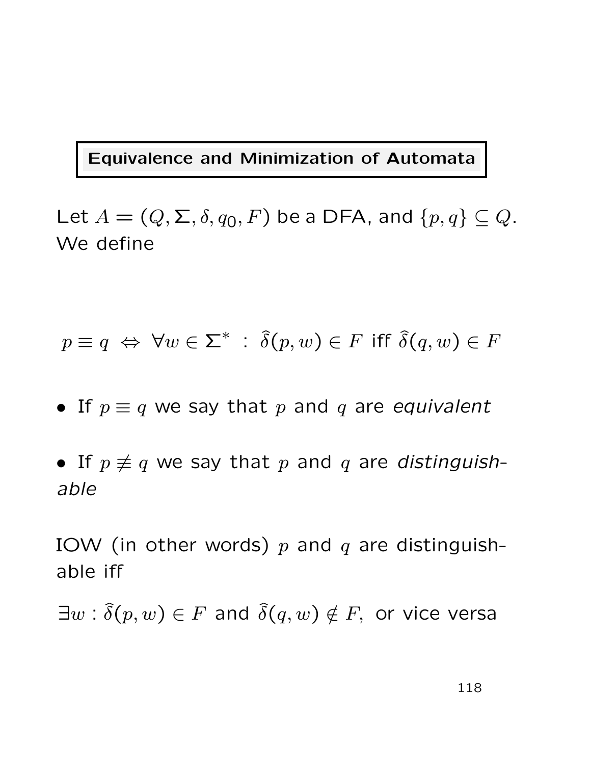## Equivalence and Minimization of Automata

Let $A = (Q, \Sigma, \delta, q_0, F)$ be a DFA, and $\{p, q\} \subseteq Q$. We define

$$p \equiv q \;\Leftrightarrow\; \forall w \in \Sigma^* \;:\; \widehat{\delta}(p, w) \in F \text{ iff } \widehat{\delta}(q, w) \in F$$

- If $p \equiv q$ we say that $p$ and $q$ are *equivalent*

- If $p \not\equiv q$ we say that $p$ and $q$ are *distinguishable*

IOW (in other words) $p$ and $q$ are distinguishable iff

$\exists w : \widehat{\delta}(p, w) \in F$ and $\widehat{\delta}(q, w) \notin F,$ or vice versa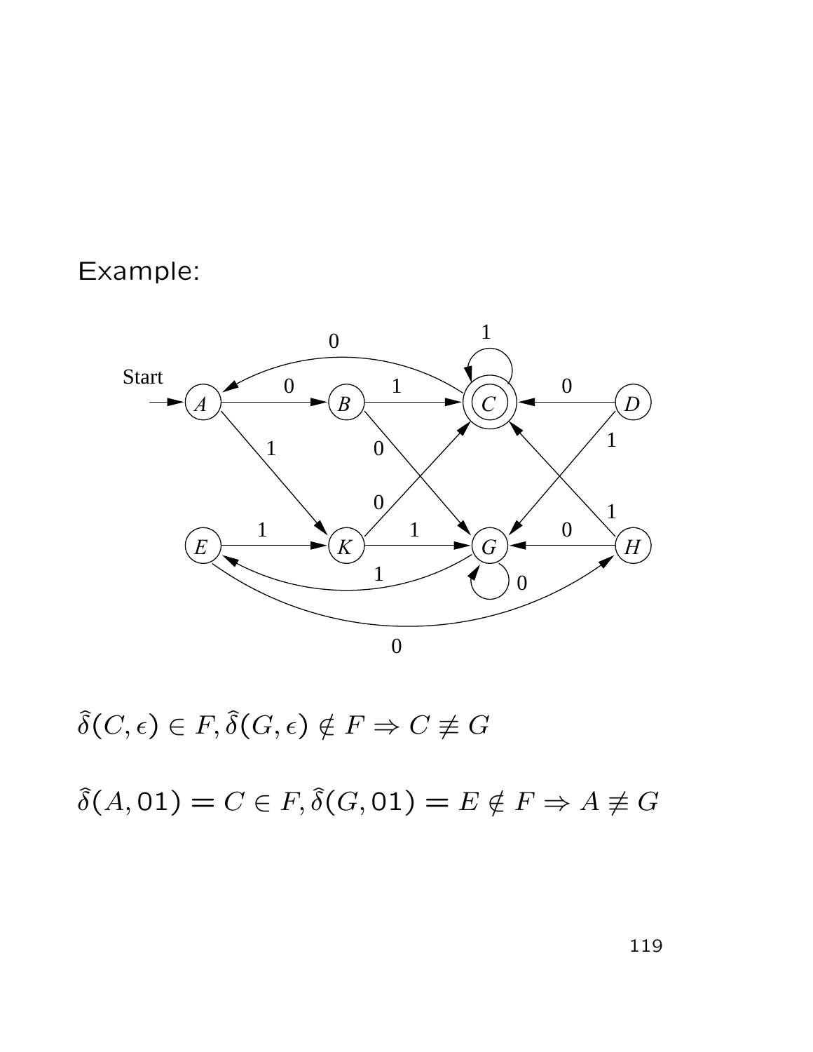Example:

$$\widehat{\delta}(C, \epsilon) \in F, \widehat{\delta}(G, \epsilon) \notin F \Rightarrow C \not\equiv G$$

$$\widehat{\delta}(A, 01) = C \in F, \widehat{\delta}(G, 01) = E \notin F \Rightarrow A \not\equiv G$$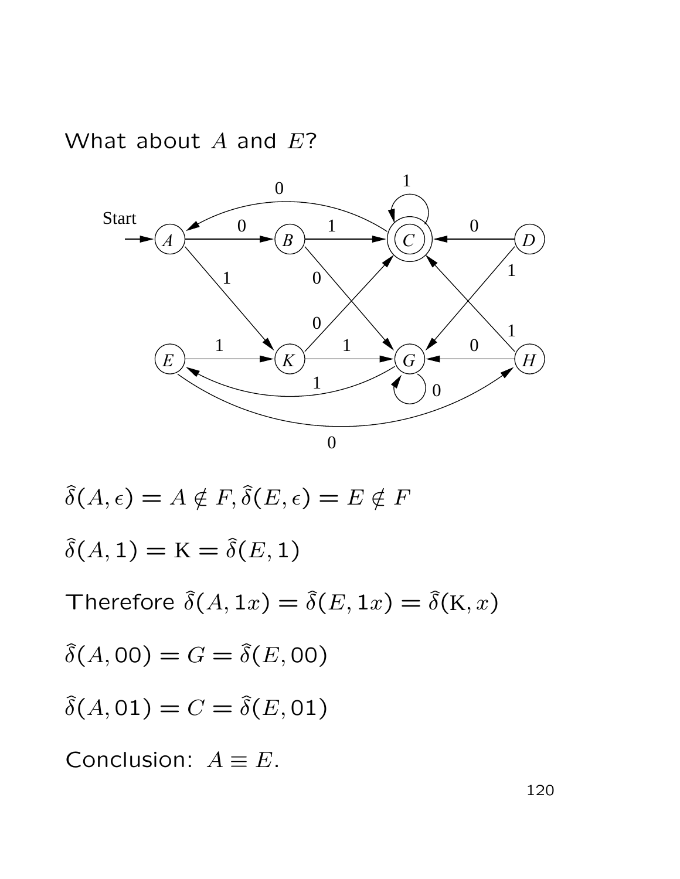What about $A$ and $E$?

$\widehat{\delta}(A, \epsilon) = A \notin F, \widehat{\delta}(E, \epsilon) = E \notin F$

$\widehat{\delta}(A, 1) = \mathrm{K} = \widehat{\delta}(E, 1)$

Therefore $\widehat{\delta}(A, 1x) = \widehat{\delta}(E, 1x) = \widehat{\delta}(\mathrm{K}, x)$

$\widehat{\delta}(A, 00) = G = \widehat{\delta}(E, 00)$

$\widehat{\delta}(A, 01) = C = \widehat{\delta}(E, 01)$

Conclusion: $A \equiv E$.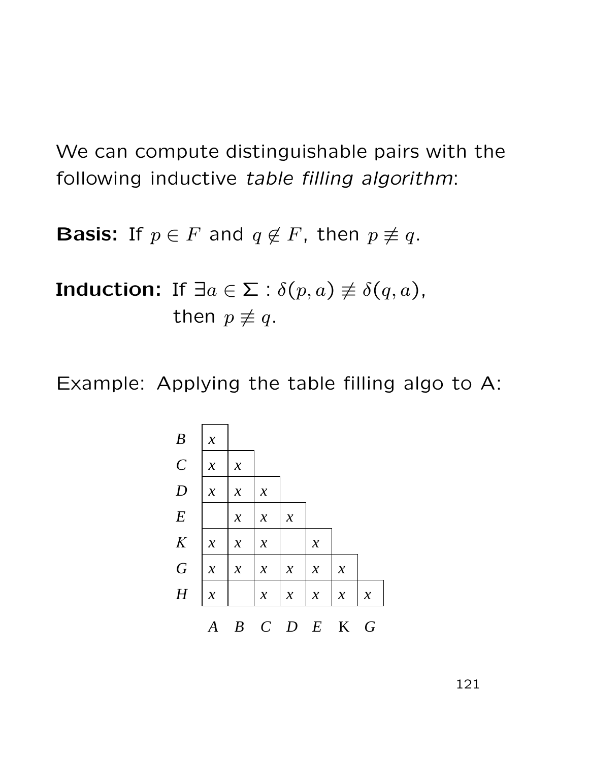We can compute distinguishable pairs with the following inductive *table filling algorithm*:

**Basis:** If $p \in F$ and $q \notin F$, then $p \not\equiv q$.

**Induction:** If $\exists a \in \Sigma : \delta(p, a) \not\equiv \delta(q, a)$, then $p \not\equiv q$.

Example: Applying the table filling algo to A:

| | A | B | C | D | E | K | G |
|---|---|---|---|---|---|---|---|
| B | x | | | | | | |
| C | x | x | | | | | |
| D | x | x | x | | | | |
| E | | x | x | x | | | |
| K | x | x | x | | x | | |
| G | x | x | x | x | x | x | |
| H | x | | x | x | x | x | x |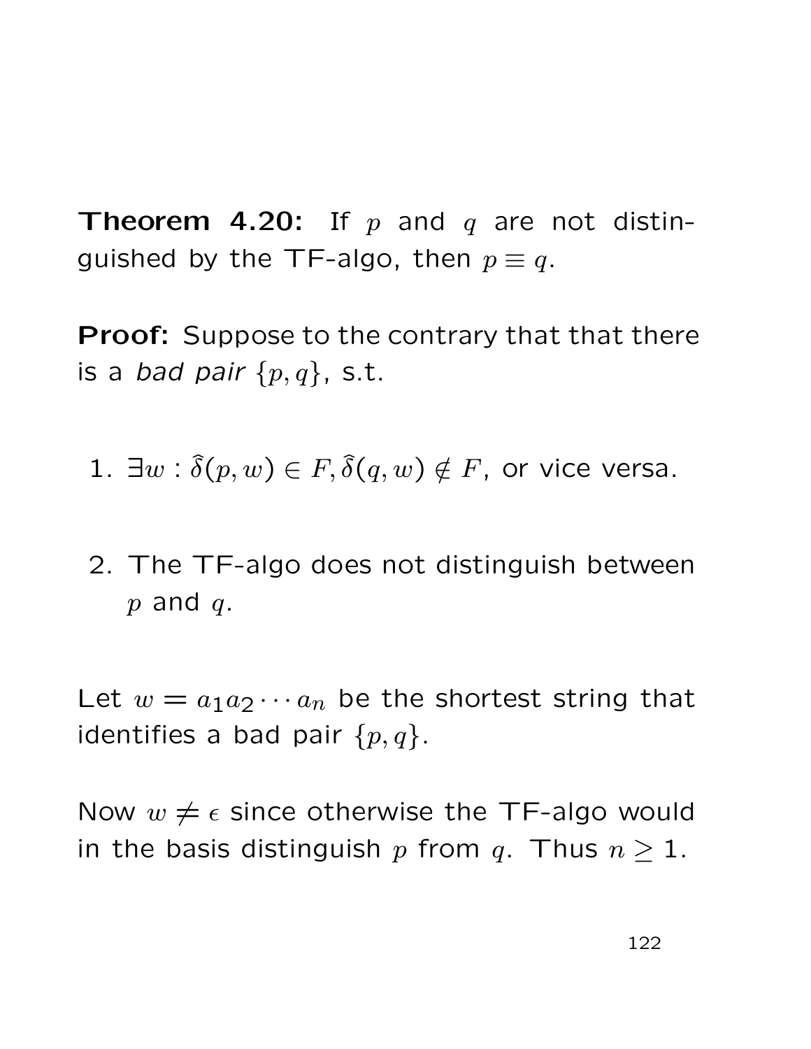**Theorem 4.20:** If $p$ and $q$ are not distinguished by the TF-algo, then $p \equiv q$.

**Proof:** Suppose to the contrary that that there is a *bad pair* $\{p, q\}$, s.t.

1. $\exists w : \widehat{\delta}(p, w) \in F, \widehat{\delta}(q, w) \notin F$, or vice versa.

2. The TF-algo does not distinguish between $p$ and $q$.

Let $w = a_1 a_2 \cdots a_n$ be the shortest string that identifies a bad pair $\{p, q\}$.

Now $w \neq \epsilon$ since otherwise the TF-algo would in the basis distinguish $p$ from $q$. Thus $n \geq 1$.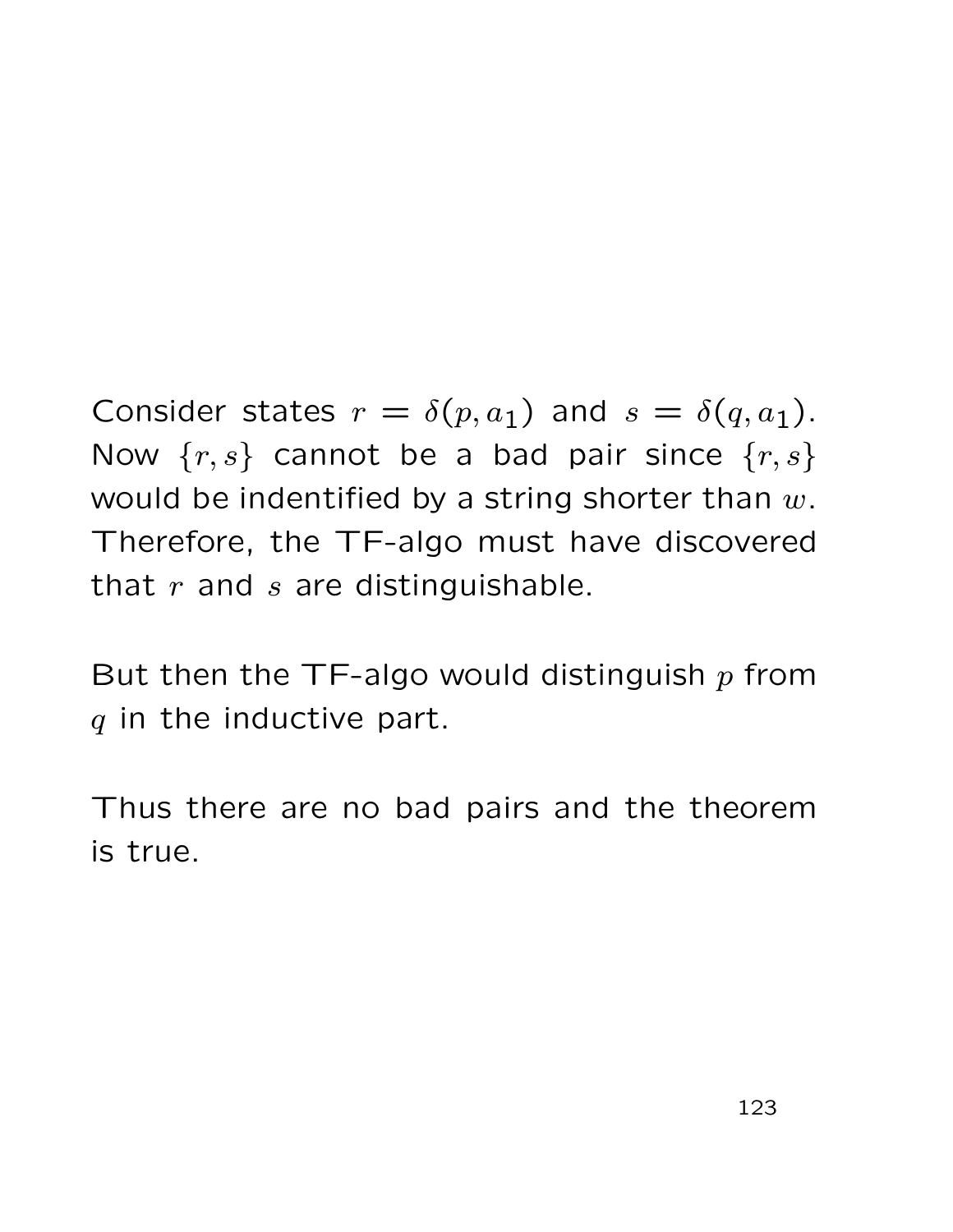Consider states $r = \delta(p, a_1)$ and $s = \delta(q, a_1)$. Now $\{r, s\}$ cannot be a bad pair since $\{r, s\}$ would be indentified by a string shorter than $w$. Therefore, the TF-algo must have discovered that $r$ and $s$ are distinguishable.

But then the TF-algo would distinguish $p$ from $q$ in the inductive part.

Thus there are no bad pairs and the theorem is true.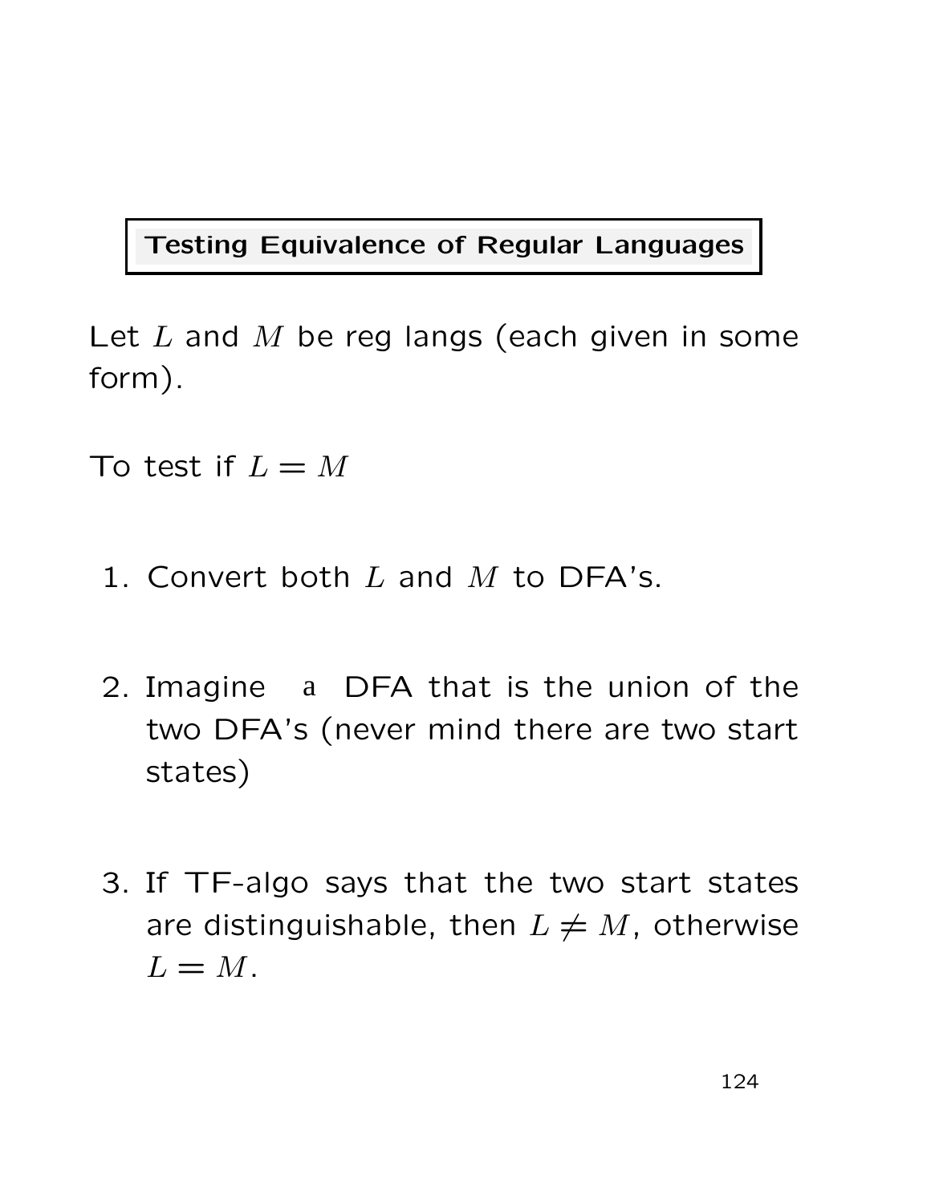## Testing Equivalence of Regular Languages

Let $L$ and $M$ be reg langs (each given in some form).

To test if $L = M$

1. Convert both $L$ and $M$ to DFA's.

2. Imagine a DFA that is the union of the two DFA's (never mind there are two start states)

3. If TF-algo says that the two start states are distinguishable, then $L \neq M$, otherwise $L = M$.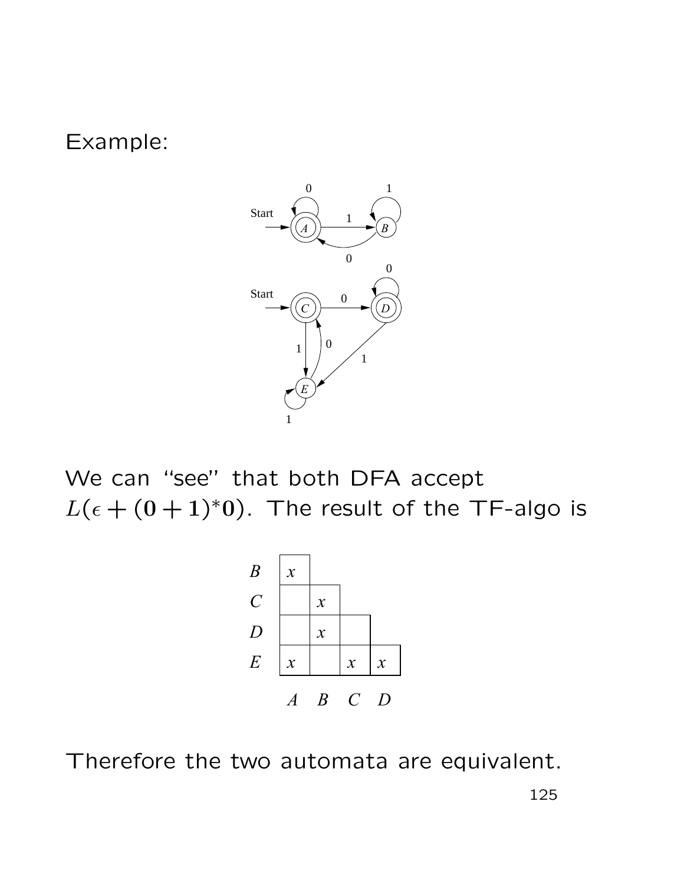Example:

We can "see" that both DFA accept $L(\epsilon + (\mathbf{0}+\mathbf{1})^*\mathbf{0})$. The result of the TF-algo is

| | | | | |
|---|---|---|---|---|
| $B$ | $x$ | | | |
| $C$ | | $x$ | | |
| $D$ | | $x$ | | |
| $E$ | $x$ | | $x$ | $x$ |
| | $A$ | $B$ | $C$ | $D$ |

Therefore the two automata are equivalent.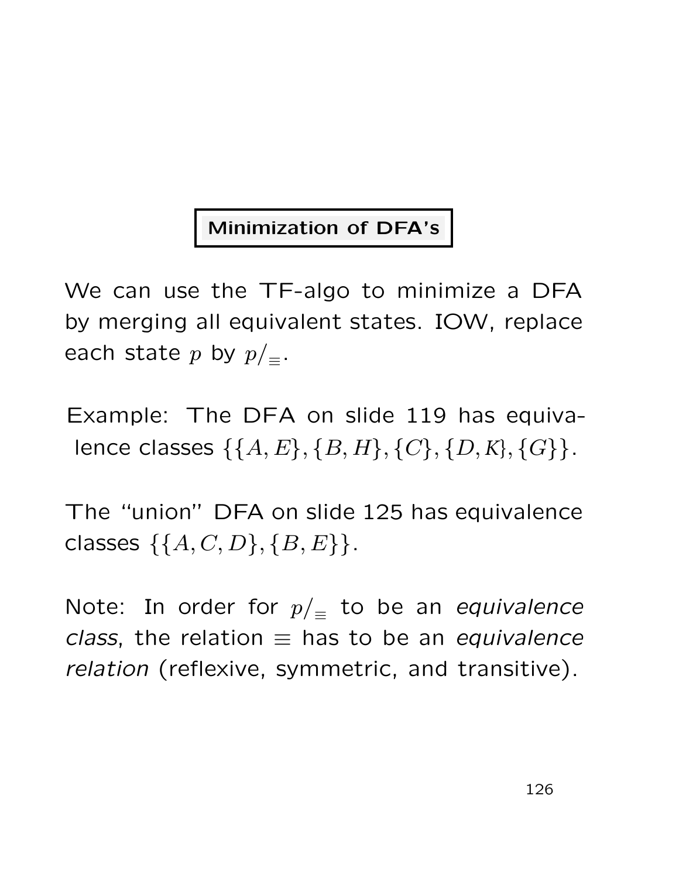## Minimization of DFA's

We can use the TF-algo to minimize a DFA by merging all equivalent states. IOW, replace each state $p$ by $p/_{\equiv}$.

Example: The DFA on slide 119 has equivalence classes $\{\{A, E\}, \{B, H\}, \{C\}, \{D, K\}, \{G\}\}$.

The "union" DFA on slide 125 has equivalence classes $\{\{A, C, D\}, \{B, E\}\}$.

Note: In order for $p/_{\equiv}$ to be an *equivalence class*, the relation $\equiv$ has to be an *equivalence relation* (reflexive, symmetric, and transitive).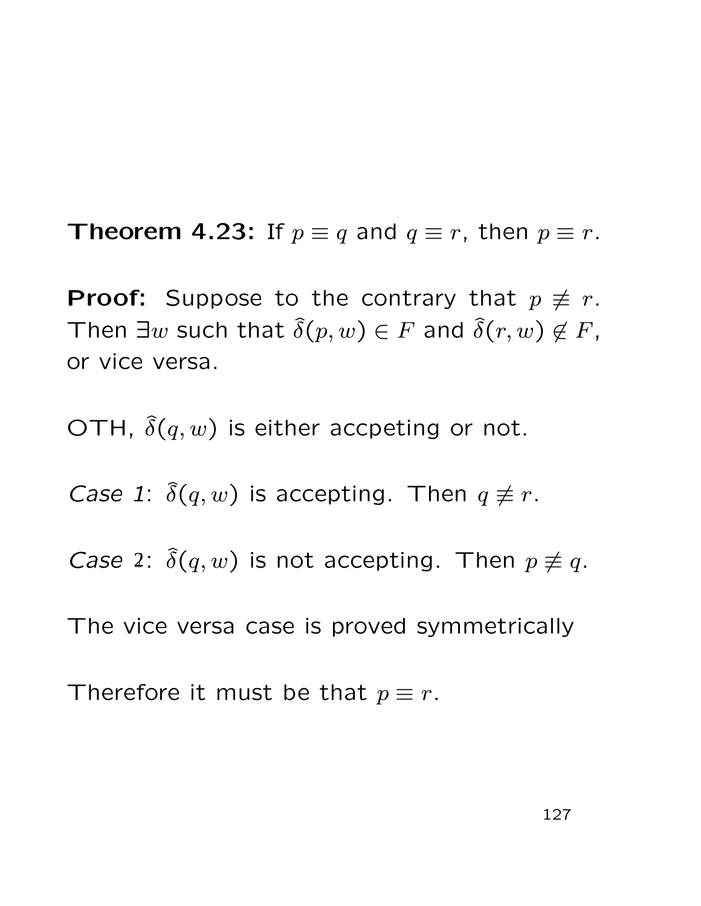**Theorem 4.23:** If $p \equiv q$ and $q \equiv r$, then $p \equiv r$.

**Proof:** Suppose to the contrary that $p \not\equiv r$. Then $\exists w$ such that $\hat{\delta}(p, w) \in F$ and $\hat{\delta}(r, w) \notin F$, or vice versa.

OTH, $\hat{\delta}(q, w)$ is either accpeting or not.

*Case 1*: $\hat{\delta}(q, w)$ is accepting. Then $q \not\equiv r$.

*Case 2*: $\hat{\delta}(q, w)$ is not accepting. Then $p \not\equiv q$.

The vice versa case is proved symmetrically

Therefore it must be that $p \equiv r$.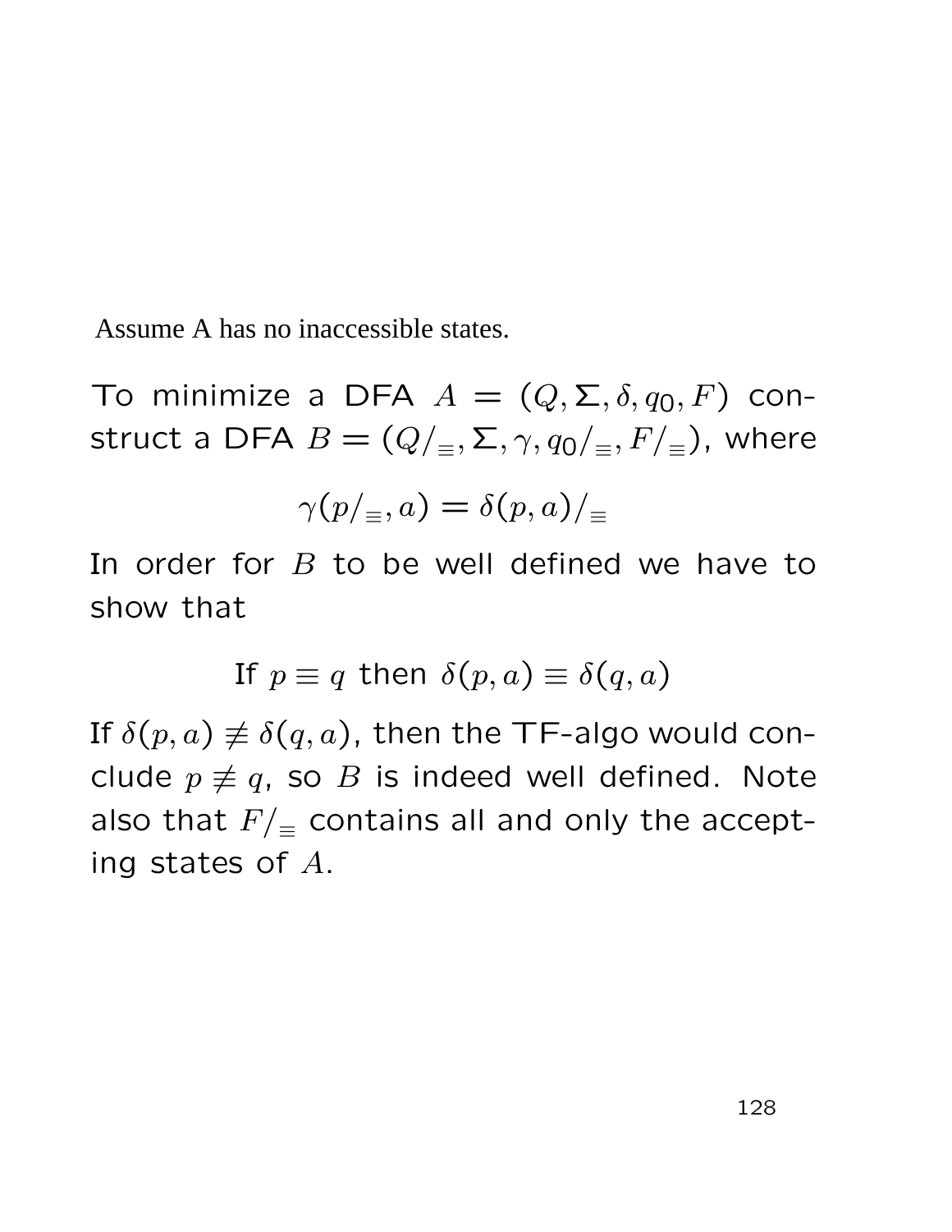Assume A has no inaccessible states.

To minimize a DFA $A = (Q, \Sigma, \delta, q_0, F)$ construct a DFA $B = (Q/_{\equiv}, \Sigma, \gamma, q_0/_{\equiv}, F/_{\equiv})$, where

$$\gamma(p/_{\equiv}, a) = \delta(p, a)/_{\equiv}$$

In order for $B$ to be well defined we have to show that

$$\text{If } p \equiv q \text{ then } \delta(p, a) \equiv \delta(q, a)$$

If $\delta(p, a) \not\equiv \delta(q, a)$, then the TF-algo would conclude $p \not\equiv q$, so $B$ is indeed well defined. Note also that $F/_{\equiv}$ contains all and only the accepting states of $A$.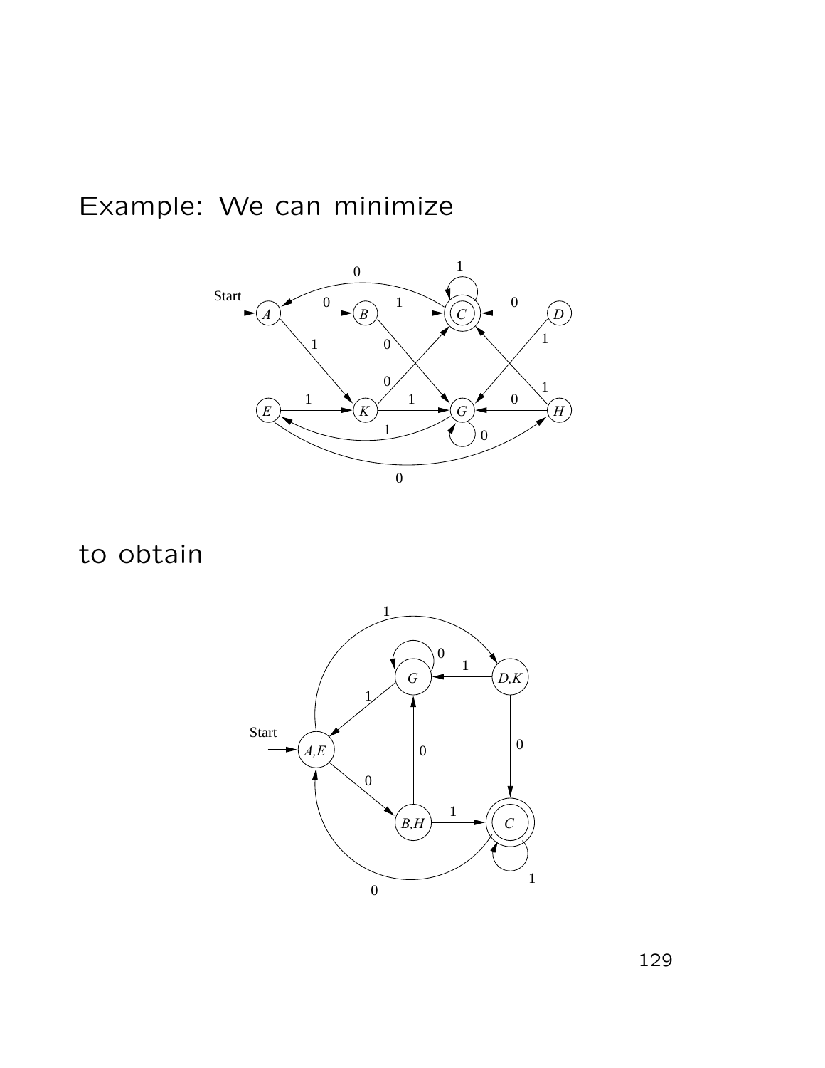Example: We can minimize

to obtain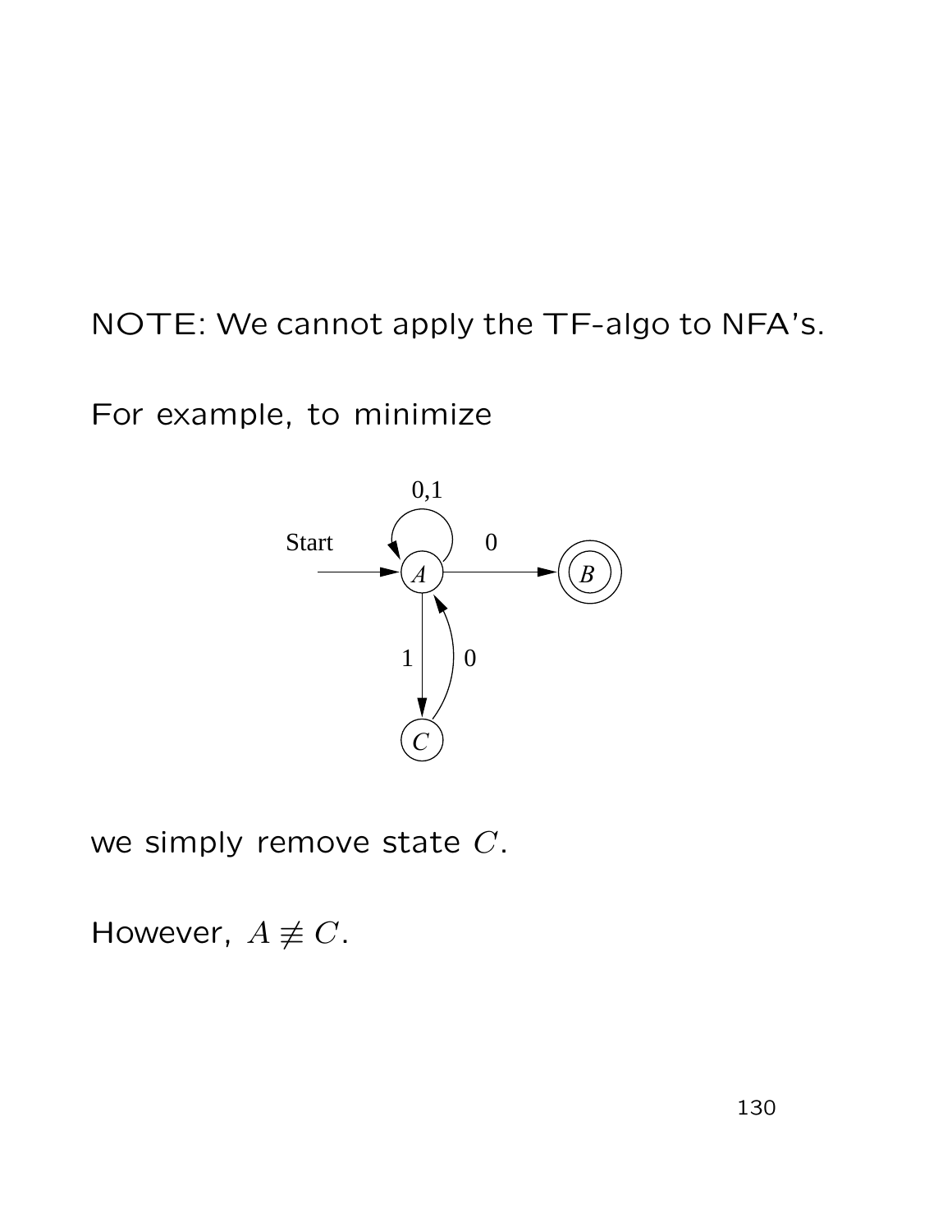NOTE: We cannot apply the TF-algo to NFA's.

For example, to minimize

we simply remove state $C$.

However, $A \not\equiv C$.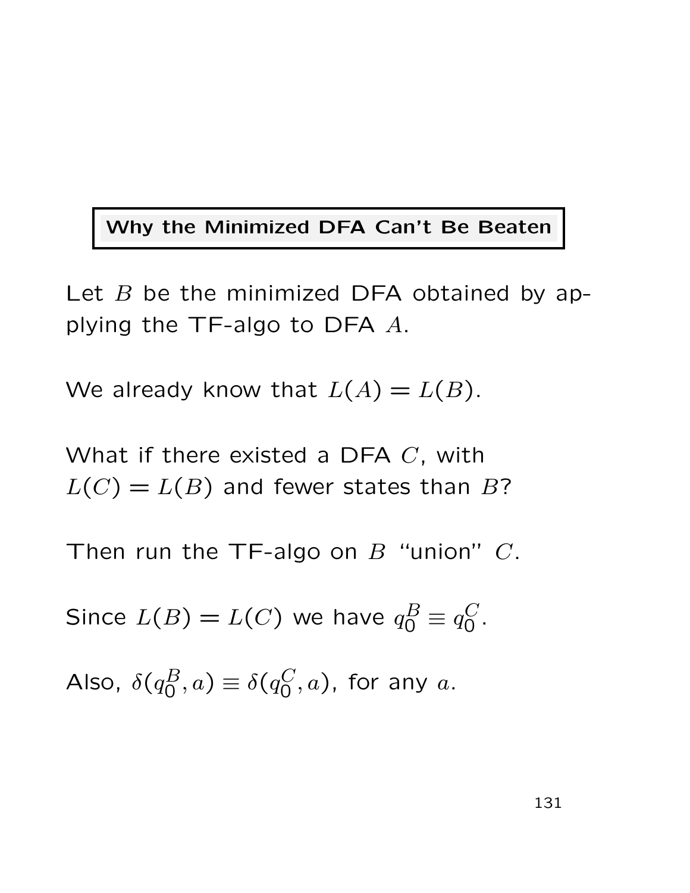## Why the Minimized DFA Can't Be Beaten

Let $B$ be the minimized DFA obtained by applying the TF-algo to DFA $A$.

We already know that $L(A) = L(B)$.

What if there existed a DFA $C$, with $L(C) = L(B)$ and fewer states than $B$?

Then run the TF-algo on $B$ "union" $C$.

Since $L(B) = L(C)$ we have $q_0^B \equiv q_0^C$.

Also, $\delta(q_0^B, a) \equiv \delta(q_0^C, a)$, for any $a$.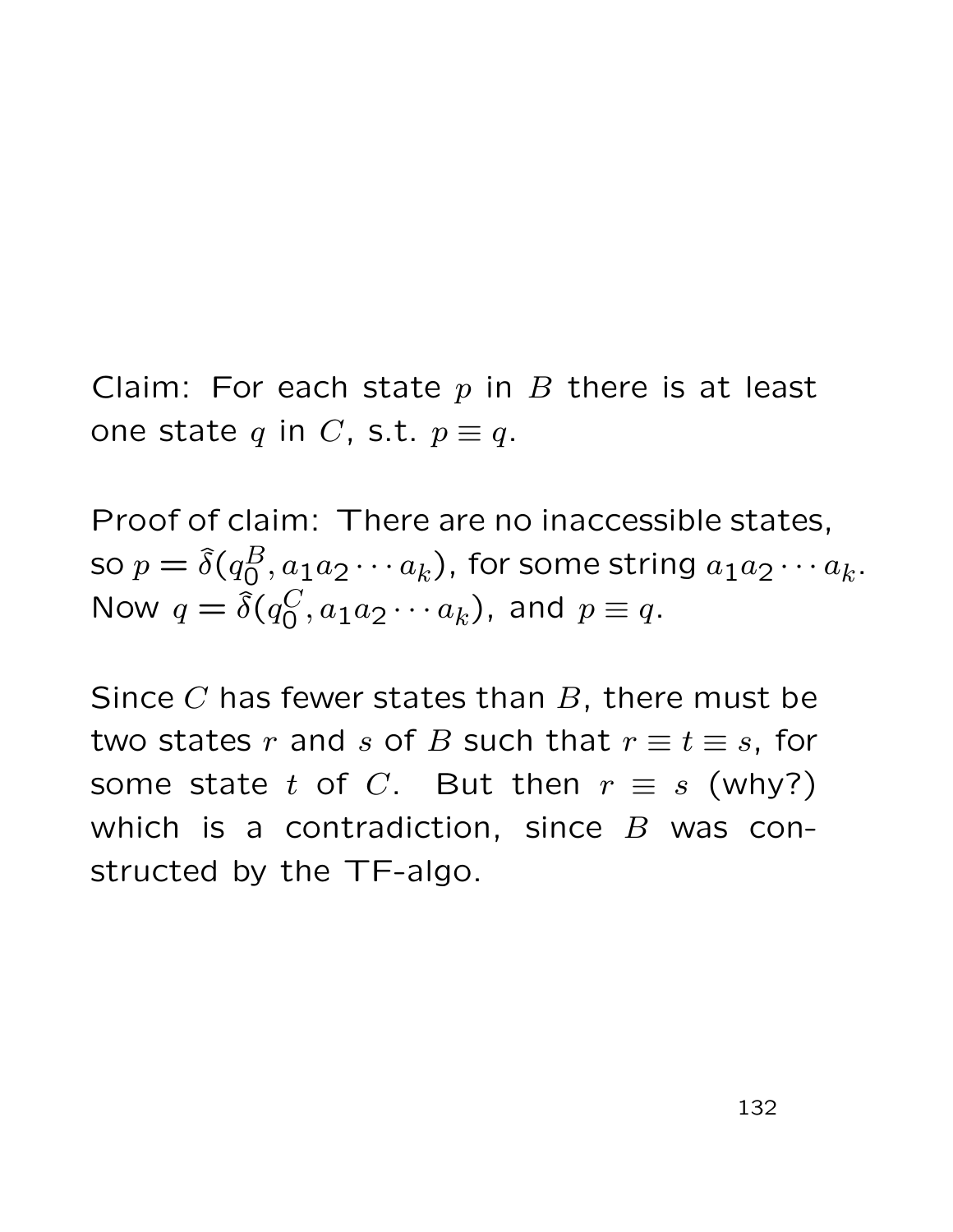Claim: For each state $p$ in $B$ there is at least one state $q$ in $C$, s.t. $p \equiv q$.

Proof of claim: There are no inaccessible states, so $p = \widehat{\delta}(q_0^B, a_1 a_2 \cdots a_k)$, for some string $a_1 a_2 \cdots a_k$. Now $q = \widehat{\delta}(q_0^C, a_1 a_2 \cdots a_k)$, and $p \equiv q$.

Since $C$ has fewer states than $B$, there must be two states $r$ and $s$ of $B$ such that $r \equiv t \equiv s$, for some state $t$ of $C$. But then $r \equiv s$ (why?) which is a contradiction, since $B$ was constructed by the TF-algo.